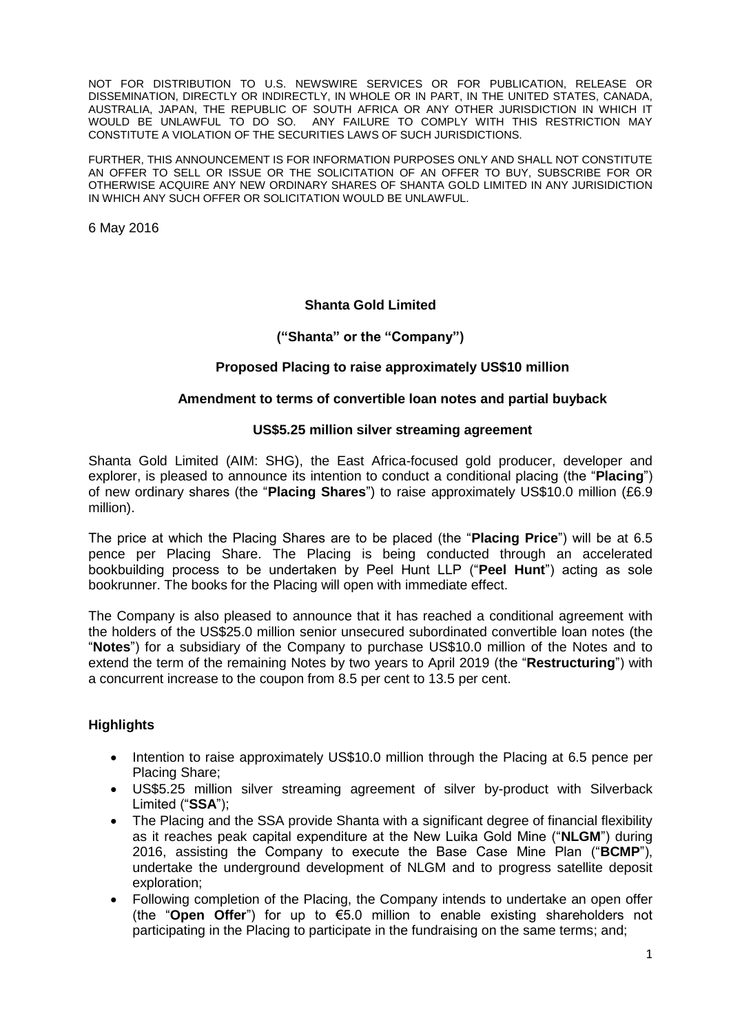NOT FOR DISTRIBUTION TO U.S. NEWSWIRE SERVICES OR FOR PUBLICATION, RELEASE OR DISSEMINATION, DIRECTLY OR INDIRECTLY, IN WHOLE OR IN PART, IN THE UNITED STATES, CANADA, AUSTRALIA, JAPAN, THE REPUBLIC OF SOUTH AFRICA OR ANY OTHER JURISDICTION IN WHICH IT WOULD BE UNLAWFUL TO DO SO. ANY FAILURE TO COMPLY WITH THIS RESTRICTION MAY CONSTITUTE A VIOLATION OF THE SECURITIES LAWS OF SUCH JURISDICTIONS.

FURTHER, THIS ANNOUNCEMENT IS FOR INFORMATION PURPOSES ONLY AND SHALL NOT CONSTITUTE AN OFFER TO SELL OR ISSUE OR THE SOLICITATION OF AN OFFER TO BUY, SUBSCRIBE FOR OR OTHERWISE ACQUIRE ANY NEW ORDINARY SHARES OF SHANTA GOLD LIMITED IN ANY JURISIDICTION IN WHICH ANY SUCH OFFER OR SOLICITATION WOULD BE UNLAWFUL.

6 May 2016

**Shanta Gold Limited**

**("Shanta" or the "Company")**

**Proposed Placing to raise approximately US$10 million**

**Amendment to terms of convertible loan notes and partial buyback**

**US$5.25 million silver streaming agreement**

Shanta Gold Limited (AIM: SHG), the East Africa-focused gold producer, developer and explorer, is pleased to announce its intention to conduct a conditional placing (the "**Placing**") of new ordinary shares (the "**Placing Shares**") to raise approximately US$10.0 million (£6.9 million).

The price at which the Placing Shares are to be placed (the "**Placing Price**") will be at 6.5 pence per Placing Share. The Placing is being conducted through an accelerated bookbuilding process to be undertaken by Peel Hunt LLP ("**Peel Hunt**") acting as sole bookrunner. The books for the Placing will open with immediate effect.

The Company is also pleased to announce that it has reached a conditional agreement with the holders of the US$25.0 million senior unsecured subordinated convertible loan notes (the "**Notes**") for a subsidiary of the Company to purchase US$10.0 million of the Notes and to extend the term of the remaining Notes by two years to April 2019 (the "**Restructuring**") with a concurrent increase to the coupon from 8.5 per cent to 13.5 per cent.

**Highlights**

- Intention to raise approximately US$10.0 million through the Placing at 6.5 pence per Placing Share;
- US$5.25 million silver streaming agreement of silver by-product with Silverback Limited ("**SSA**");
- The Placing and the SSA provide Shanta with a significant degree of financial flexibility as it reaches peak capital expenditure at the New Luika Gold Mine ("**NLGM**") during 2016, assisting the Company to execute the Base Case Mine Plan ("**BCMP**"), undertake the underground development of NLGM and to progress satellite deposit exploration;
- Following completion of the Placing, the Company intends to undertake an open offer (the "**Open Offer**") for up to €5.0 million to enable existing shareholders not participating in the Placing to participate in the fundraising on the same terms; and;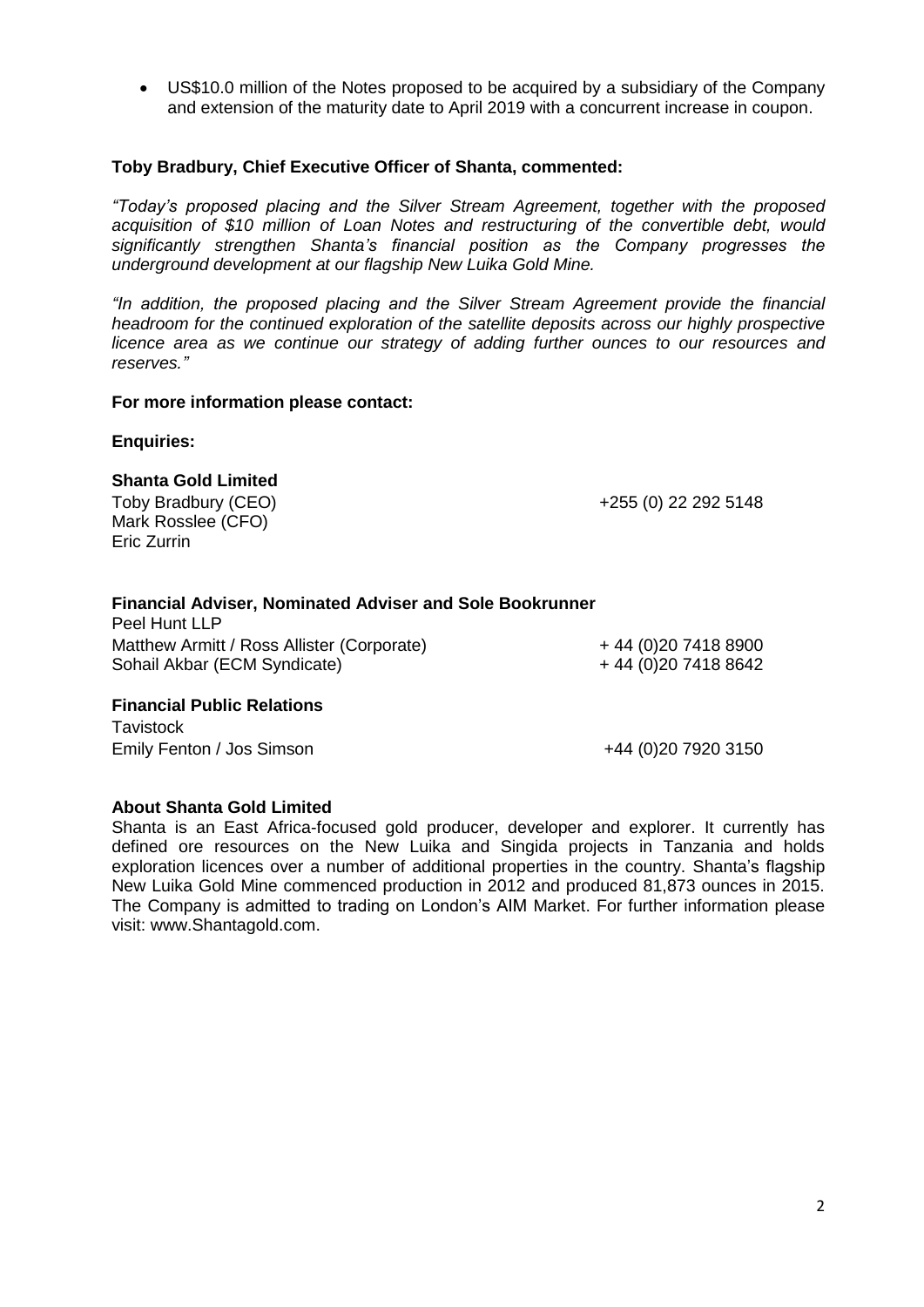- US$10.0 million of the Notes proposed to be acquired by a subsidiary of the Company and extension of the maturity date to April 2019 with a concurrent increase in coupon.

**Toby Bradbury, Chief Executive Officer of Shanta, commented:**

*"Today's proposed placing and the Silver Stream Agreement, together with the proposed acquisition of $10 million of Loan Notes and restructuring of the convertible debt, would significantly strengthen Shanta's financial position as the Company progresses the underground development at our flagship New Luika Gold Mine.*

*"In addition, the proposed placing and the Silver Stream Agreement provide the financial headroom for the continued exploration of the satellite deposits across our highly prospective licence area as we continue our strategy of adding further ounces to our resources and reserves."*

**For more information please contact:**

**Enquiries:**

**Shanta Gold Limited**

| | |
|---|---|
| Toby Bradbury (CEO) | +255 (0) 22 292 5148 |
| Mark Rosslee (CFO) | |
| Eric Zurrin | |

**Financial Adviser, Nominated Adviser and Sole Bookrunner**

Peel Hunt LLP

| | |
|---|---|
| Matthew Armitt / Ross Allister (Corporate) | + 44 (0)20 7418 8900 |
| Sohail Akbar (ECM Syndicate) | + 44 (0)20 7418 8642 |

**Financial Public Relations**

Tavistock

| | |
|---|---|
| Emily Fenton / Jos Simson | +44 (0)20 7920 3150 |

**About Shanta Gold Limited**

Shanta is an East Africa-focused gold producer, developer and explorer. It currently has defined ore resources on the New Luika and Singida projects in Tanzania and holds exploration licences over a number of additional properties in the country. Shanta's flagship New Luika Gold Mine commenced production in 2012 and produced 81,873 ounces in 2015. The Company is admitted to trading on London's AIM Market. For further information please visit: www.Shantagold.com.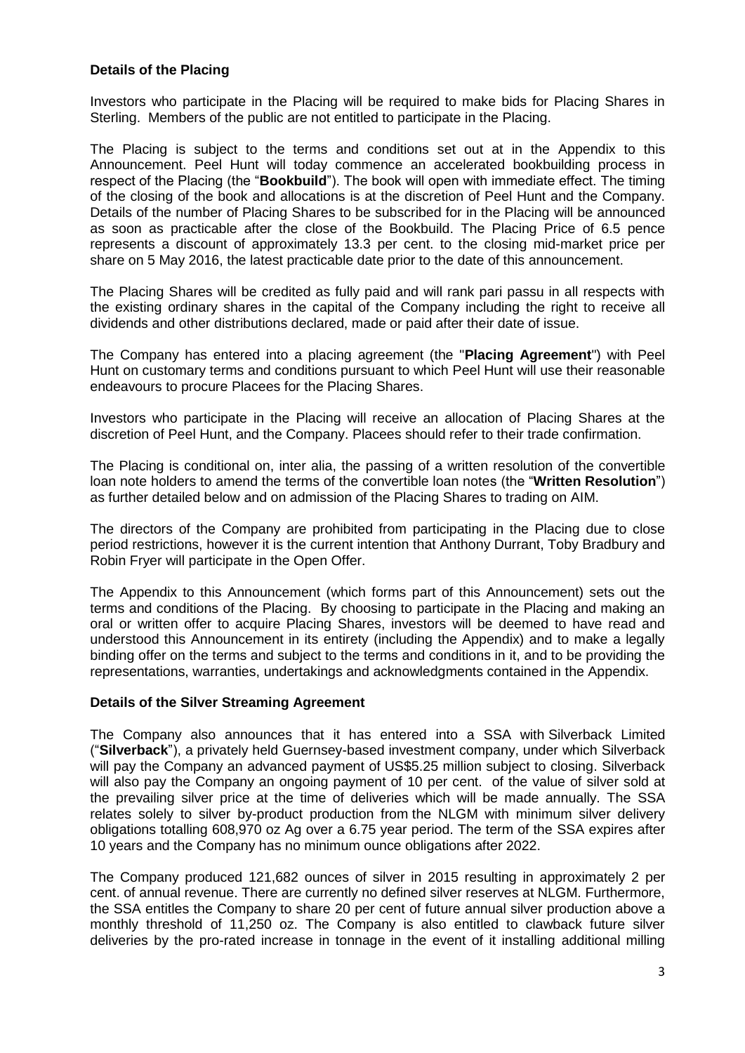**Details of the Placing**

Investors who participate in the Placing will be required to make bids for Placing Shares in Sterling. Members of the public are not entitled to participate in the Placing.

The Placing is subject to the terms and conditions set out at in the Appendix to this Announcement. Peel Hunt will today commence an accelerated bookbuilding process in respect of the Placing (the "**Bookbuild**"). The book will open with immediate effect. The timing of the closing of the book and allocations is at the discretion of Peel Hunt and the Company. Details of the number of Placing Shares to be subscribed for in the Placing will be announced as soon as practicable after the close of the Bookbuild. The Placing Price of 6.5 pence represents a discount of approximately 13.3 per cent. to the closing mid-market price per share on 5 May 2016, the latest practicable date prior to the date of this announcement.

The Placing Shares will be credited as fully paid and will rank pari passu in all respects with the existing ordinary shares in the capital of the Company including the right to receive all dividends and other distributions declared, made or paid after their date of issue.

The Company has entered into a placing agreement (the "**Placing Agreement**") with Peel Hunt on customary terms and conditions pursuant to which Peel Hunt will use their reasonable endeavours to procure Placees for the Placing Shares.

Investors who participate in the Placing will receive an allocation of Placing Shares at the discretion of Peel Hunt, and the Company. Placees should refer to their trade confirmation.

The Placing is conditional on, inter alia, the passing of a written resolution of the convertible loan note holders to amend the terms of the convertible loan notes (the "**Written Resolution**") as further detailed below and on admission of the Placing Shares to trading on AIM.

The directors of the Company are prohibited from participating in the Placing due to close period restrictions, however it is the current intention that Anthony Durrant, Toby Bradbury and Robin Fryer will participate in the Open Offer.

The Appendix to this Announcement (which forms part of this Announcement) sets out the terms and conditions of the Placing. By choosing to participate in the Placing and making an oral or written offer to acquire Placing Shares, investors will be deemed to have read and understood this Announcement in its entirety (including the Appendix) and to make a legally binding offer on the terms and subject to the terms and conditions in it, and to be providing the representations, warranties, undertakings and acknowledgments contained in the Appendix.

**Details of the Silver Streaming Agreement**

The Company also announces that it has entered into a SSA with Silverback Limited ("**Silverback**"), a privately held Guernsey-based investment company, under which Silverback will pay the Company an advanced payment of US$5.25 million subject to closing. Silverback will also pay the Company an ongoing payment of 10 per cent. of the value of silver sold at the prevailing silver price at the time of deliveries which will be made annually. The SSA relates solely to silver by-product production from the NLGM with minimum silver delivery obligations totalling 608,970 oz Ag over a 6.75 year period. The term of the SSA expires after 10 years and the Company has no minimum ounce obligations after 2022.

The Company produced 121,682 ounces of silver in 2015 resulting in approximately 2 per cent. of annual revenue. There are currently no defined silver reserves at NLGM. Furthermore, the SSA entitles the Company to share 20 per cent of future annual silver production above a monthly threshold of 11,250 oz. The Company is also entitled to clawback future silver deliveries by the pro-rated increase in tonnage in the event of it installing additional milling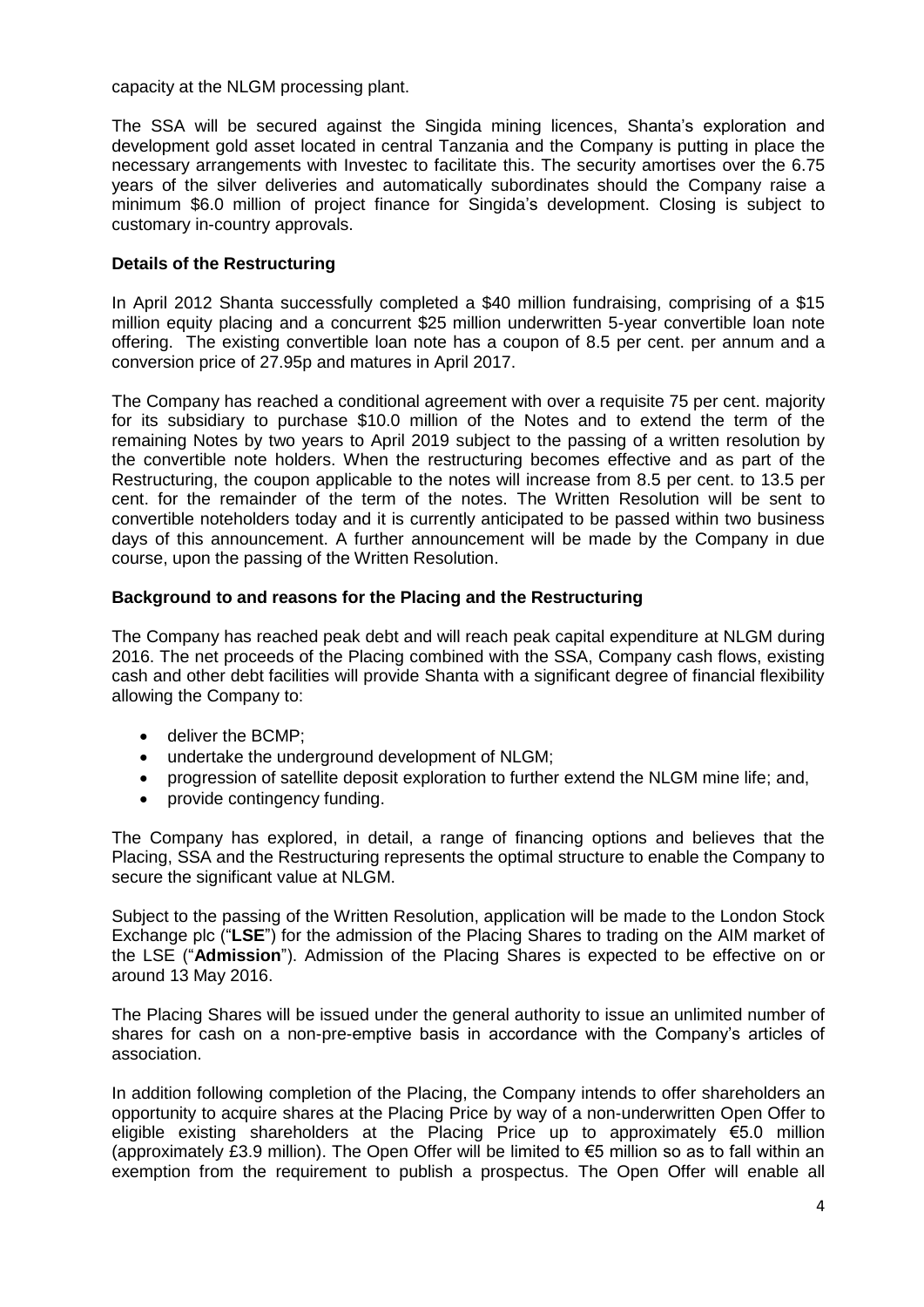capacity at the NLGM processing plant.

The SSA will be secured against the Singida mining licences, Shanta's exploration and development gold asset located in central Tanzania and the Company is putting in place the necessary arrangements with Investec to facilitate this. The security amortises over the 6.75 years of the silver deliveries and automatically subordinates should the Company raise a minimum $6.0 million of project finance for Singida's development. Closing is subject to customary in-country approvals.

**Details of the Restructuring**

In April 2012 Shanta successfully completed a $40 million fundraising, comprising of a $15 million equity placing and a concurrent $25 million underwritten 5-year convertible loan note offering. The existing convertible loan note has a coupon of 8.5 per cent. per annum and a conversion price of 27.95p and matures in April 2017.

The Company has reached a conditional agreement with over a requisite 75 per cent. majority for its subsidiary to purchase $10.0 million of the Notes and to extend the term of the remaining Notes by two years to April 2019 subject to the passing of a written resolution by the convertible note holders. When the restructuring becomes effective and as part of the Restructuring, the coupon applicable to the notes will increase from 8.5 per cent. to 13.5 per cent. for the remainder of the term of the notes. The Written Resolution will be sent to convertible noteholders today and it is currently anticipated to be passed within two business days of this announcement. A further announcement will be made by the Company in due course, upon the passing of the Written Resolution.

**Background to and reasons for the Placing and the Restructuring**

The Company has reached peak debt and will reach peak capital expenditure at NLGM during 2016. The net proceeds of the Placing combined with the SSA, Company cash flows, existing cash and other debt facilities will provide Shanta with a significant degree of financial flexibility allowing the Company to:

- deliver the BCMP;
- undertake the underground development of NLGM;
- progression of satellite deposit exploration to further extend the NLGM mine life; and,
- provide contingency funding.

The Company has explored, in detail, a range of financing options and believes that the Placing, SSA and the Restructuring represents the optimal structure to enable the Company to secure the significant value at NLGM.

Subject to the passing of the Written Resolution, application will be made to the London Stock Exchange plc ("**LSE**") for the admission of the Placing Shares to trading on the AIM market of the LSE ("**Admission**"). Admission of the Placing Shares is expected to be effective on or around 13 May 2016.

The Placing Shares will be issued under the general authority to issue an unlimited number of shares for cash on a non-pre-emptive basis in accordance with the Company's articles of association.

In addition following completion of the Placing, the Company intends to offer shareholders an opportunity to acquire shares at the Placing Price by way of a non-underwritten Open Offer to eligible existing shareholders at the Placing Price up to approximately €5.0 million (approximately £3.9 million). The Open Offer will be limited to €5 million so as to fall within an exemption from the requirement to publish a prospectus. The Open Offer will enable all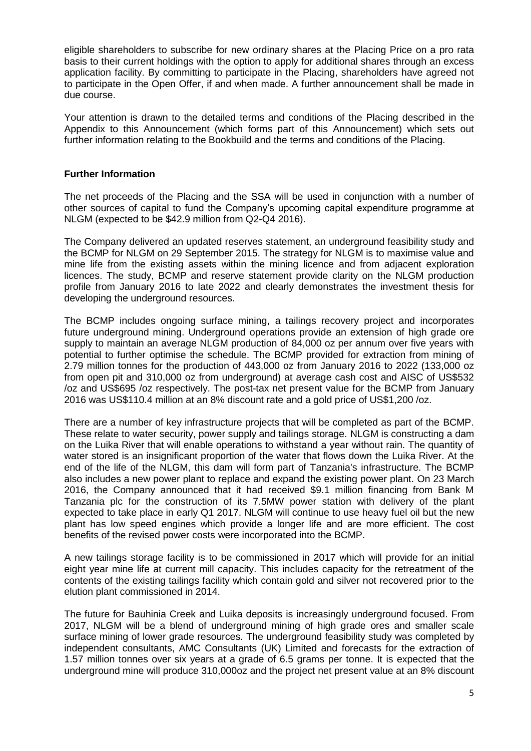eligible shareholders to subscribe for new ordinary shares at the Placing Price on a pro rata basis to their current holdings with the option to apply for additional shares through an excess application facility. By committing to participate in the Placing, shareholders have agreed not to participate in the Open Offer, if and when made. A further announcement shall be made in due course.

Your attention is drawn to the detailed terms and conditions of the Placing described in the Appendix to this Announcement (which forms part of this Announcement) which sets out further information relating to the Bookbuild and the terms and conditions of the Placing.

**Further Information**

The net proceeds of the Placing and the SSA will be used in conjunction with a number of other sources of capital to fund the Company's upcoming capital expenditure programme at NLGM (expected to be $42.9 million from Q2-Q4 2016).

The Company delivered an updated reserves statement, an underground feasibility study and the BCMP for NLGM on 29 September 2015. The strategy for NLGM is to maximise value and mine life from the existing assets within the mining licence and from adjacent exploration licences. The study, BCMP and reserve statement provide clarity on the NLGM production profile from January 2016 to late 2022 and clearly demonstrates the investment thesis for developing the underground resources.

The BCMP includes ongoing surface mining, a tailings recovery project and incorporates future underground mining. Underground operations provide an extension of high grade ore supply to maintain an average NLGM production of 84,000 oz per annum over five years with potential to further optimise the schedule. The BCMP provided for extraction from mining of 2.79 million tonnes for the production of 443,000 oz from January 2016 to 2022 (133,000 oz from open pit and 310,000 oz from underground) at average cash cost and AISC of US$532 /oz and US$695 /oz respectively. The post-tax net present value for the BCMP from January 2016 was US$110.4 million at an 8% discount rate and a gold price of US$1,200 /oz.

There are a number of key infrastructure projects that will be completed as part of the BCMP. These relate to water security, power supply and tailings storage. NLGM is constructing a dam on the Luika River that will enable operations to withstand a year without rain. The quantity of water stored is an insignificant proportion of the water that flows down the Luika River. At the end of the life of the NLGM, this dam will form part of Tanzania's infrastructure. The BCMP also includes a new power plant to replace and expand the existing power plant. On 23 March 2016, the Company announced that it had received $9.1 million financing from Bank M Tanzania plc for the construction of its 7.5MW power station with delivery of the plant expected to take place in early Q1 2017. NLGM will continue to use heavy fuel oil but the new plant has low speed engines which provide a longer life and are more efficient. The cost benefits of the revised power costs were incorporated into the BCMP.

A new tailings storage facility is to be commissioned in 2017 which will provide for an initial eight year mine life at current mill capacity. This includes capacity for the retreatment of the contents of the existing tailings facility which contain gold and silver not recovered prior to the elution plant commissioned in 2014.

The future for Bauhinia Creek and Luika deposits is increasingly underground focused. From 2017, NLGM will be a blend of underground mining of high grade ores and smaller scale surface mining of lower grade resources. The underground feasibility study was completed by independent consultants, AMC Consultants (UK) Limited and forecasts for the extraction of 1.57 million tonnes over six years at a grade of 6.5 grams per tonne. It is expected that the underground mine will produce 310,000oz and the project net present value at an 8% discount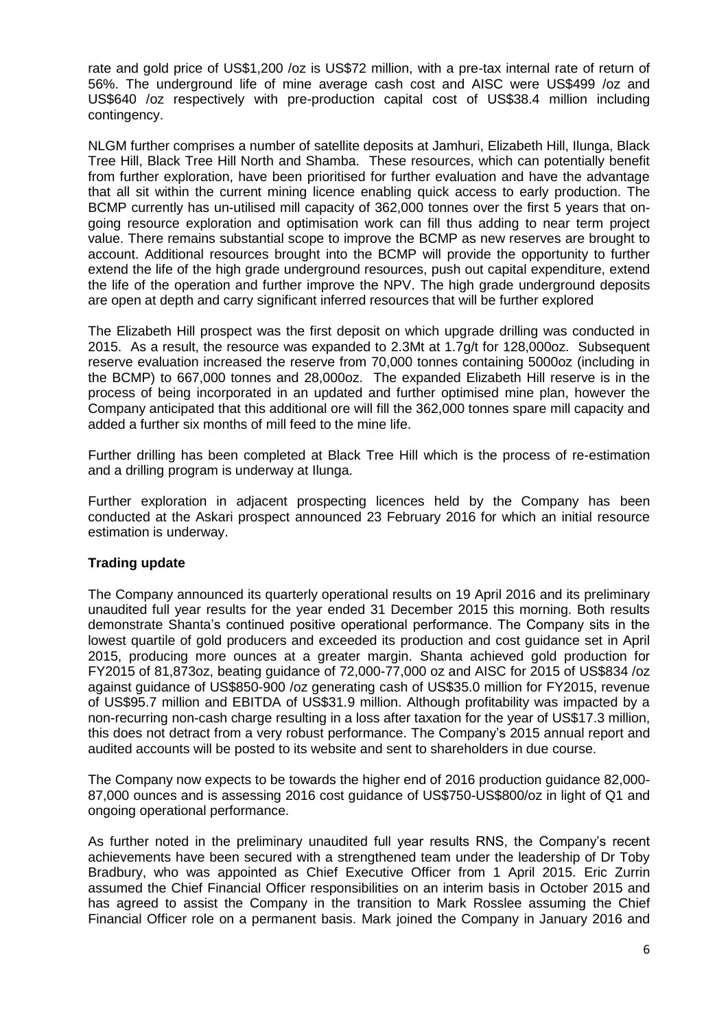rate and gold price of US$1,200 /oz is US$72 million, with a pre-tax internal rate of return of 56%. The underground life of mine average cash cost and AISC were US$499 /oz and US$640 /oz respectively with pre-production capital cost of US$38.4 million including contingency.

NLGM further comprises a number of satellite deposits at Jamhuri, Elizabeth Hill, Ilunga, Black Tree Hill, Black Tree Hill North and Shamba. These resources, which can potentially benefit from further exploration, have been prioritised for further evaluation and have the advantage that all sit within the current mining licence enabling quick access to early production. The BCMP currently has un-utilised mill capacity of 362,000 tonnes over the first 5 years that on-going resource exploration and optimisation work can fill thus adding to near term project value. There remains substantial scope to improve the BCMP as new reserves are brought to account. Additional resources brought into the BCMP will provide the opportunity to further extend the life of the high grade underground resources, push out capital expenditure, extend the life of the operation and further improve the NPV. The high grade underground deposits are open at depth and carry significant inferred resources that will be further explored

The Elizabeth Hill prospect was the first deposit on which upgrade drilling was conducted in 2015. As a result, the resource was expanded to 2.3Mt at 1.7g/t for 128,000oz. Subsequent reserve evaluation increased the reserve from 70,000 tonnes containing 5000oz (including in the BCMP) to 667,000 tonnes and 28,000oz. The expanded Elizabeth Hill reserve is in the process of being incorporated in an updated and further optimised mine plan, however the Company anticipated that this additional ore will fill the 362,000 tonnes spare mill capacity and added a further six months of mill feed to the mine life.

Further drilling has been completed at Black Tree Hill which is the process of re-estimation and a drilling program is underway at Ilunga.

Further exploration in adjacent prospecting licences held by the Company has been conducted at the Askari prospect announced 23 February 2016 for which an initial resource estimation is underway.

**Trading update**

The Company announced its quarterly operational results on 19 April 2016 and its preliminary unaudited full year results for the year ended 31 December 2015 this morning. Both results demonstrate Shanta's continued positive operational performance. The Company sits in the lowest quartile of gold producers and exceeded its production and cost guidance set in April 2015, producing more ounces at a greater margin. Shanta achieved gold production for FY2015 of 81,873oz, beating guidance of 72,000-77,000 oz and AISC for 2015 of US$834 /oz against guidance of US$850-900 /oz generating cash of US$35.0 million for FY2015, revenue of US$95.7 million and EBITDA of US$31.9 million. Although profitability was impacted by a non-recurring non-cash charge resulting in a loss after taxation for the year of US$17.3 million, this does not detract from a very robust performance. The Company's 2015 annual report and audited accounts will be posted to its website and sent to shareholders in due course.

The Company now expects to be towards the higher end of 2016 production guidance 82,000-87,000 ounces and is assessing 2016 cost guidance of US$750-US$800/oz in light of Q1 and ongoing operational performance.

As further noted in the preliminary unaudited full year results RNS, the Company's recent achievements have been secured with a strengthened team under the leadership of Dr Toby Bradbury, who was appointed as Chief Executive Officer from 1 April 2015. Eric Zurrin assumed the Chief Financial Officer responsibilities on an interim basis in October 2015 and has agreed to assist the Company in the transition to Mark Rosslee assuming the Chief Financial Officer role on a permanent basis. Mark joined the Company in January 2016 and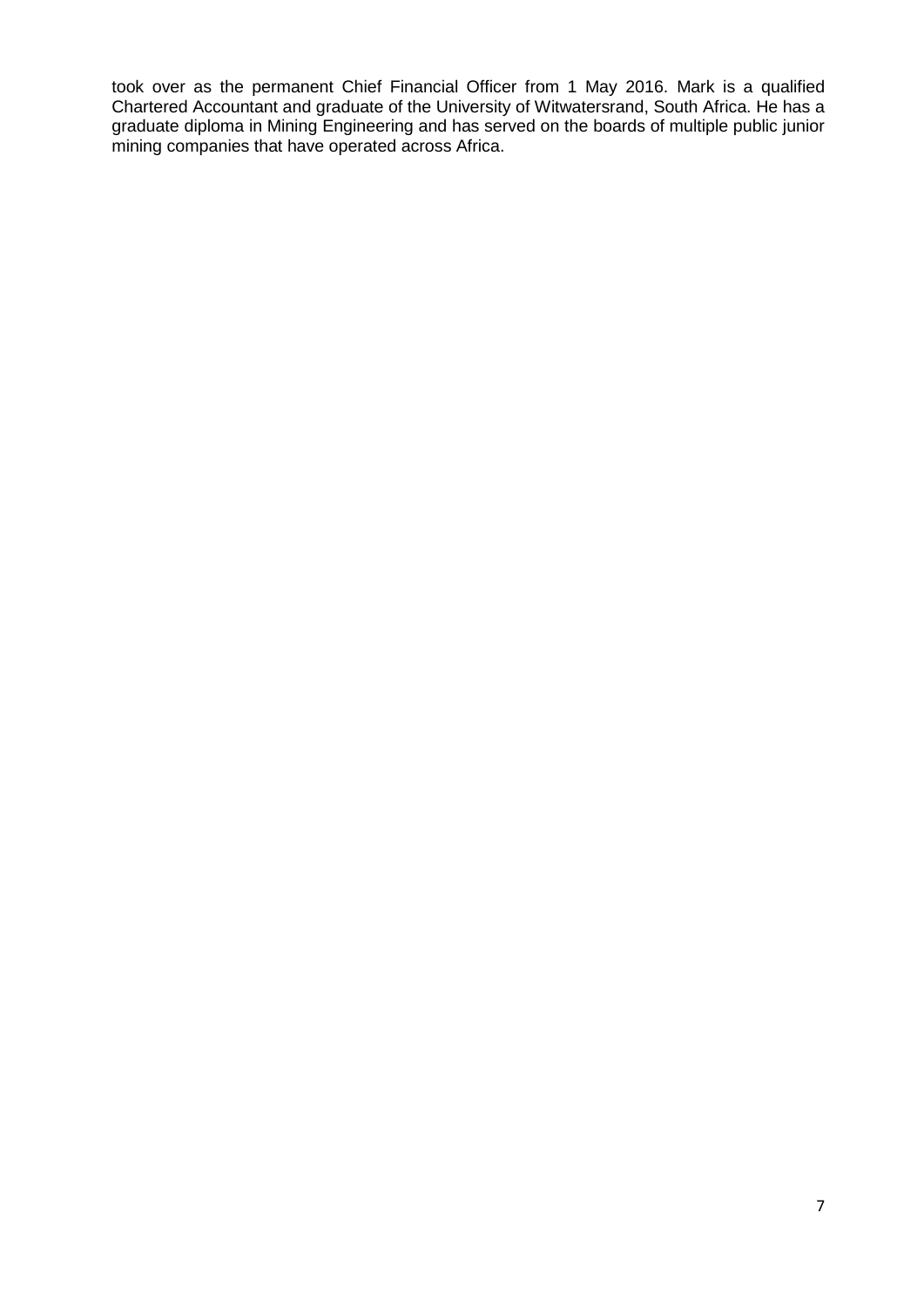took over as the permanent Chief Financial Officer from 1 May 2016. Mark is a qualified Chartered Accountant and graduate of the University of Witwatersrand, South Africa. He has a graduate diploma in Mining Engineering and has served on the boards of multiple public junior mining companies that have operated across Africa.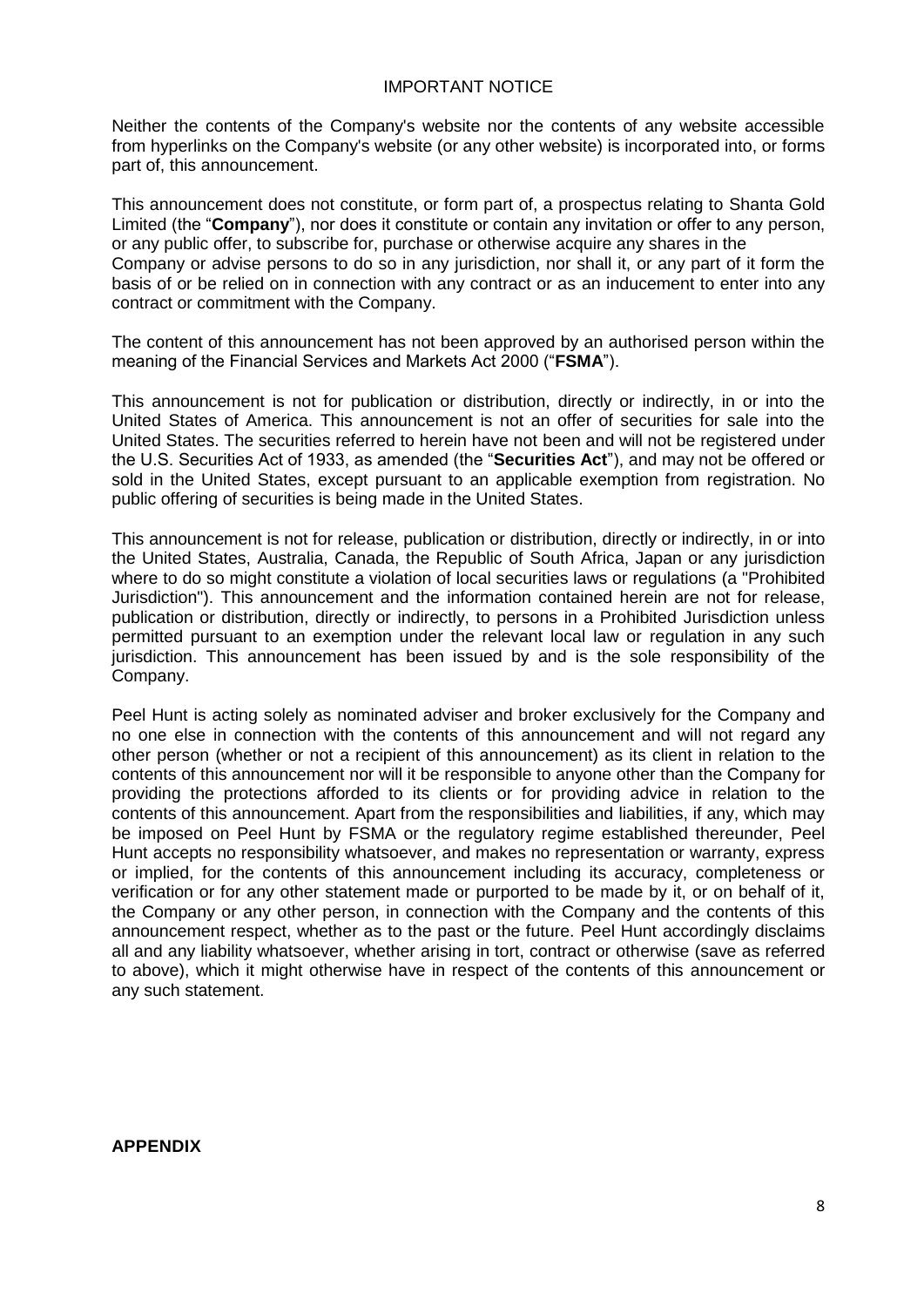## IMPORTANT NOTICE

Neither the contents of the Company's website nor the contents of any website accessible from hyperlinks on the Company's website (or any other website) is incorporated into, or forms part of, this announcement.

This announcement does not constitute, or form part of, a prospectus relating to Shanta Gold Limited (the "**Company**"), nor does it constitute or contain any invitation or offer to any person, or any public offer, to subscribe for, purchase or otherwise acquire any shares in the Company or advise persons to do so in any jurisdiction, nor shall it, or any part of it form the basis of or be relied on in connection with any contract or as an inducement to enter into any contract or commitment with the Company.

The content of this announcement has not been approved by an authorised person within the meaning of the Financial Services and Markets Act 2000 ("**FSMA**").

This announcement is not for publication or distribution, directly or indirectly, in or into the United States of America. This announcement is not an offer of securities for sale into the United States. The securities referred to herein have not been and will not be registered under the U.S. Securities Act of 1933, as amended (the "**Securities Act**"), and may not be offered or sold in the United States, except pursuant to an applicable exemption from registration. No public offering of securities is being made in the United States.

This announcement is not for release, publication or distribution, directly or indirectly, in or into the United States, Australia, Canada, the Republic of South Africa, Japan or any jurisdiction where to do so might constitute a violation of local securities laws or regulations (a "Prohibited Jurisdiction"). This announcement and the information contained herein are not for release, publication or distribution, directly or indirectly, to persons in a Prohibited Jurisdiction unless permitted pursuant to an exemption under the relevant local law or regulation in any such jurisdiction. This announcement has been issued by and is the sole responsibility of the Company.

Peel Hunt is acting solely as nominated adviser and broker exclusively for the Company and no one else in connection with the contents of this announcement and will not regard any other person (whether or not a recipient of this announcement) as its client in relation to the contents of this announcement nor will it be responsible to anyone other than the Company for providing the protections afforded to its clients or for providing advice in relation to the contents of this announcement. Apart from the responsibilities and liabilities, if any, which may be imposed on Peel Hunt by FSMA or the regulatory regime established thereunder, Peel Hunt accepts no responsibility whatsoever, and makes no representation or warranty, express or implied, for the contents of this announcement including its accuracy, completeness or verification or for any other statement made or purported to be made by it, or on behalf of it, the Company or any other person, in connection with the Company and the contents of this announcement respect, whether as to the past or the future. Peel Hunt accordingly disclaims all and any liability whatsoever, whether arising in tort, contract or otherwise (save as referred to above), which it might otherwise have in respect of the contents of this announcement or any such statement.

## APPENDIX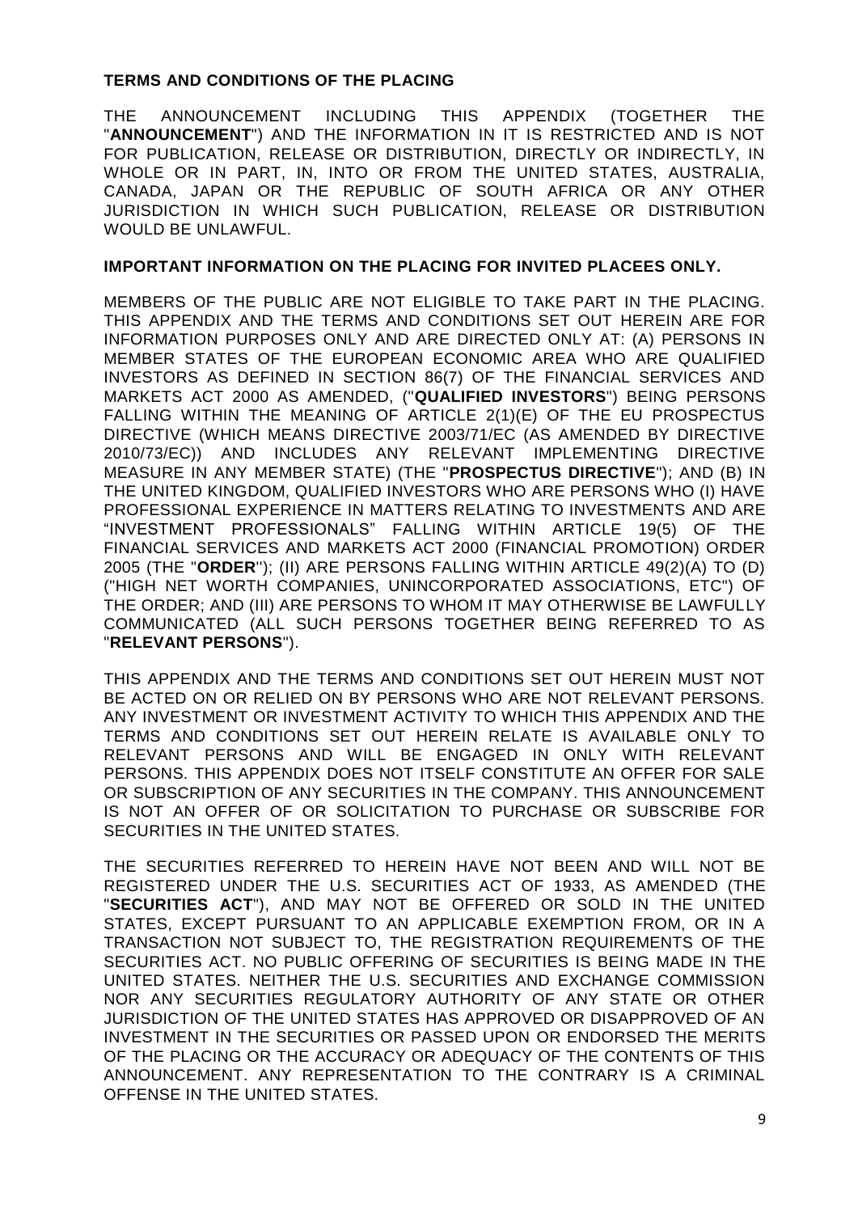**TERMS AND CONDITIONS OF THE PLACING**

THE ANNOUNCEMENT INCLUDING THIS APPENDIX (TOGETHER THE "**ANNOUNCEMENT**") AND THE INFORMATION IN IT IS RESTRICTED AND IS NOT FOR PUBLICATION, RELEASE OR DISTRIBUTION, DIRECTLY OR INDIRECTLY, IN WHOLE OR IN PART, IN, INTO OR FROM THE UNITED STATES, AUSTRALIA, CANADA, JAPAN OR THE REPUBLIC OF SOUTH AFRICA OR ANY OTHER JURISDICTION IN WHICH SUCH PUBLICATION, RELEASE OR DISTRIBUTION WOULD BE UNLAWFUL.

**IMPORTANT INFORMATION ON THE PLACING FOR INVITED PLACEES ONLY.**

MEMBERS OF THE PUBLIC ARE NOT ELIGIBLE TO TAKE PART IN THE PLACING. THIS APPENDIX AND THE TERMS AND CONDITIONS SET OUT HEREIN ARE FOR INFORMATION PURPOSES ONLY AND ARE DIRECTED ONLY AT: (A) PERSONS IN MEMBER STATES OF THE EUROPEAN ECONOMIC AREA WHO ARE QUALIFIED INVESTORS AS DEFINED IN SECTION 86(7) OF THE FINANCIAL SERVICES AND MARKETS ACT 2000 AS AMENDED, ("**QUALIFIED INVESTORS**") BEING PERSONS FALLING WITHIN THE MEANING OF ARTICLE 2(1)(E) OF THE EU PROSPECTUS DIRECTIVE (WHICH MEANS DIRECTIVE 2003/71/EC (AS AMENDED BY DIRECTIVE 2010/73/EC)) AND INCLUDES ANY RELEVANT IMPLEMENTING DIRECTIVE MEASURE IN ANY MEMBER STATE) (THE "**PROSPECTUS DIRECTIVE**"); AND (B) IN THE UNITED KINGDOM, QUALIFIED INVESTORS WHO ARE PERSONS WHO (I) HAVE PROFESSIONAL EXPERIENCE IN MATTERS RELATING TO INVESTMENTS AND ARE "INVESTMENT PROFESSIONALS" FALLING WITHIN ARTICLE 19(5) OF THE FINANCIAL SERVICES AND MARKETS ACT 2000 (FINANCIAL PROMOTION) ORDER 2005 (THE "**ORDER**"); (II) ARE PERSONS FALLING WITHIN ARTICLE 49(2)(A) TO (D) ("HIGH NET WORTH COMPANIES, UNINCORPORATED ASSOCIATIONS, ETC") OF THE ORDER; AND (III) ARE PERSONS TO WHOM IT MAY OTHERWISE BE LAWFULLY COMMUNICATED (ALL SUCH PERSONS TOGETHER BEING REFERRED TO AS "**RELEVANT PERSONS**").

THIS APPENDIX AND THE TERMS AND CONDITIONS SET OUT HEREIN MUST NOT BE ACTED ON OR RELIED ON BY PERSONS WHO ARE NOT RELEVANT PERSONS. ANY INVESTMENT OR INVESTMENT ACTIVITY TO WHICH THIS APPENDIX AND THE TERMS AND CONDITIONS SET OUT HEREIN RELATE IS AVAILABLE ONLY TO RELEVANT PERSONS AND WILL BE ENGAGED IN ONLY WITH RELEVANT PERSONS. THIS APPENDIX DOES NOT ITSELF CONSTITUTE AN OFFER FOR SALE OR SUBSCRIPTION OF ANY SECURITIES IN THE COMPANY. THIS ANNOUNCEMENT IS NOT AN OFFER OF OR SOLICITATION TO PURCHASE OR SUBSCRIBE FOR SECURITIES IN THE UNITED STATES.

THE SECURITIES REFERRED TO HEREIN HAVE NOT BEEN AND WILL NOT BE REGISTERED UNDER THE U.S. SECURITIES ACT OF 1933, AS AMENDED (THE "**SECURITIES ACT**"), AND MAY NOT BE OFFERED OR SOLD IN THE UNITED STATES, EXCEPT PURSUANT TO AN APPLICABLE EXEMPTION FROM, OR IN A TRANSACTION NOT SUBJECT TO, THE REGISTRATION REQUIREMENTS OF THE SECURITIES ACT. NO PUBLIC OFFERING OF SECURITIES IS BEING MADE IN THE UNITED STATES. NEITHER THE U.S. SECURITIES AND EXCHANGE COMMISSION NOR ANY SECURITIES REGULATORY AUTHORITY OF ANY STATE OR OTHER JURISDICTION OF THE UNITED STATES HAS APPROVED OR DISAPPROVED OF AN INVESTMENT IN THE SECURITIES OR PASSED UPON OR ENDORSED THE MERITS OF THE PLACING OR THE ACCURACY OR ADEQUACY OF THE CONTENTS OF THIS ANNOUNCEMENT. ANY REPRESENTATION TO THE CONTRARY IS A CRIMINAL OFFENSE IN THE UNITED STATES.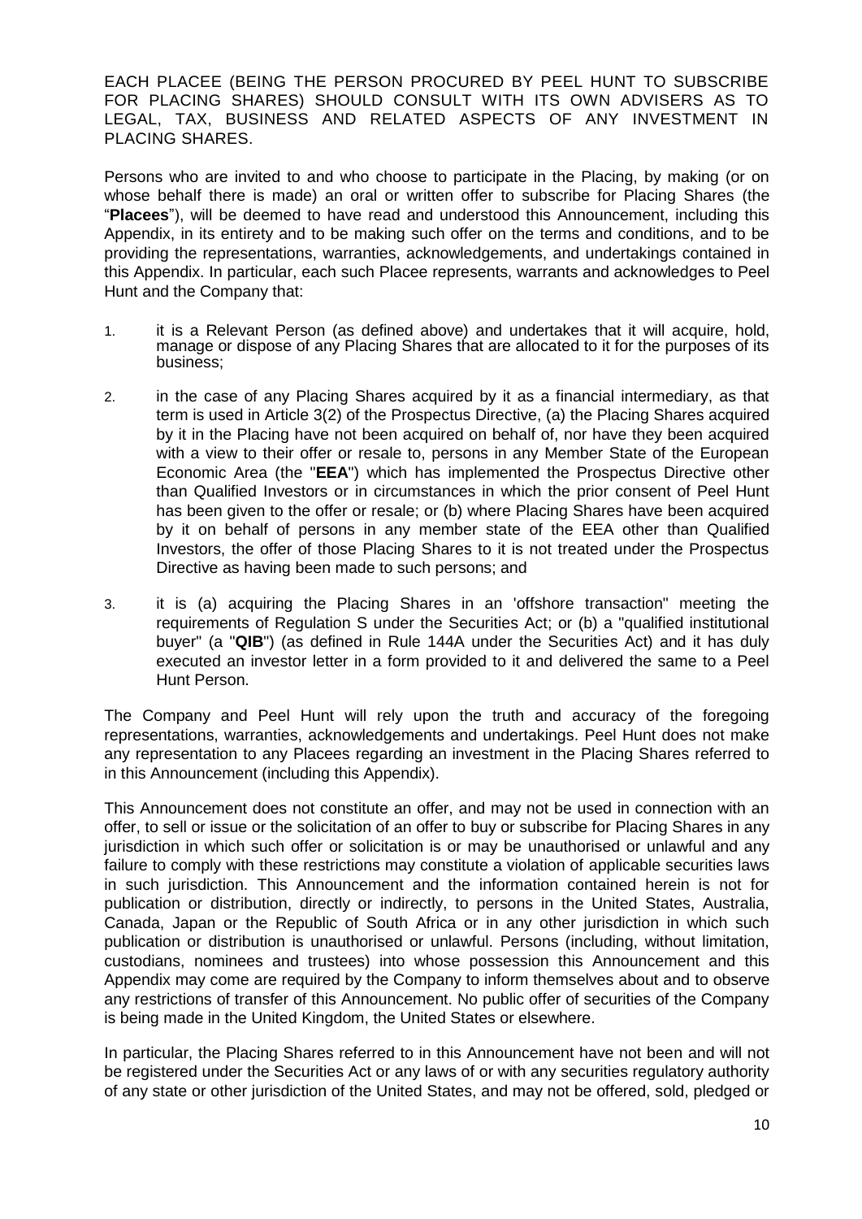EACH PLACEE (BEING THE PERSON PROCURED BY PEEL HUNT TO SUBSCRIBE FOR PLACING SHARES) SHOULD CONSULT WITH ITS OWN ADVISERS AS TO LEGAL, TAX, BUSINESS AND RELATED ASPECTS OF ANY INVESTMENT IN PLACING SHARES.

Persons who are invited to and who choose to participate in the Placing, by making (or on whose behalf there is made) an oral or written offer to subscribe for Placing Shares (the "**Placees**"), will be deemed to have read and understood this Announcement, including this Appendix, in its entirety and to be making such offer on the terms and conditions, and to be providing the representations, warranties, acknowledgements, and undertakings contained in this Appendix. In particular, each such Placee represents, warrants and acknowledges to Peel Hunt and the Company that:

1. it is a Relevant Person (as defined above) and undertakes that it will acquire, hold, manage or dispose of any Placing Shares that are allocated to it for the purposes of its business;
2. in the case of any Placing Shares acquired by it as a financial intermediary, as that term is used in Article 3(2) of the Prospectus Directive, (a) the Placing Shares acquired by it in the Placing have not been acquired on behalf of, nor have they been acquired with a view to their offer or resale to, persons in any Member State of the European Economic Area (the "**EEA**") which has implemented the Prospectus Directive other than Qualified Investors or in circumstances in which the prior consent of Peel Hunt has been given to the offer or resale; or (b) where Placing Shares have been acquired by it on behalf of persons in any member state of the EEA other than Qualified Investors, the offer of those Placing Shares to it is not treated under the Prospectus Directive as having been made to such persons; and
3. it is (a) acquiring the Placing Shares in an 'offshore transaction" meeting the requirements of Regulation S under the Securities Act; or (b) a "qualified institutional buyer" (a "**QIB**") (as defined in Rule 144A under the Securities Act) and it has duly executed an investor letter in a form provided to it and delivered the same to a Peel Hunt Person.

The Company and Peel Hunt will rely upon the truth and accuracy of the foregoing representations, warranties, acknowledgements and undertakings. Peel Hunt does not make any representation to any Placees regarding an investment in the Placing Shares referred to in this Announcement (including this Appendix).

This Announcement does not constitute an offer, and may not be used in connection with an offer, to sell or issue or the solicitation of an offer to buy or subscribe for Placing Shares in any jurisdiction in which such offer or solicitation is or may be unauthorised or unlawful and any failure to comply with these restrictions may constitute a violation of applicable securities laws in such jurisdiction. This Announcement and the information contained herein is not for publication or distribution, directly or indirectly, to persons in the United States, Australia, Canada, Japan or the Republic of South Africa or in any other jurisdiction in which such publication or distribution is unauthorised or unlawful. Persons (including, without limitation, custodians, nominees and trustees) into whose possession this Announcement and this Appendix may come are required by the Company to inform themselves about and to observe any restrictions of transfer of this Announcement. No public offer of securities of the Company is being made in the United Kingdom, the United States or elsewhere.

In particular, the Placing Shares referred to in this Announcement have not been and will not be registered under the Securities Act or any laws of or with any securities regulatory authority of any state or other jurisdiction of the United States, and may not be offered, sold, pledged or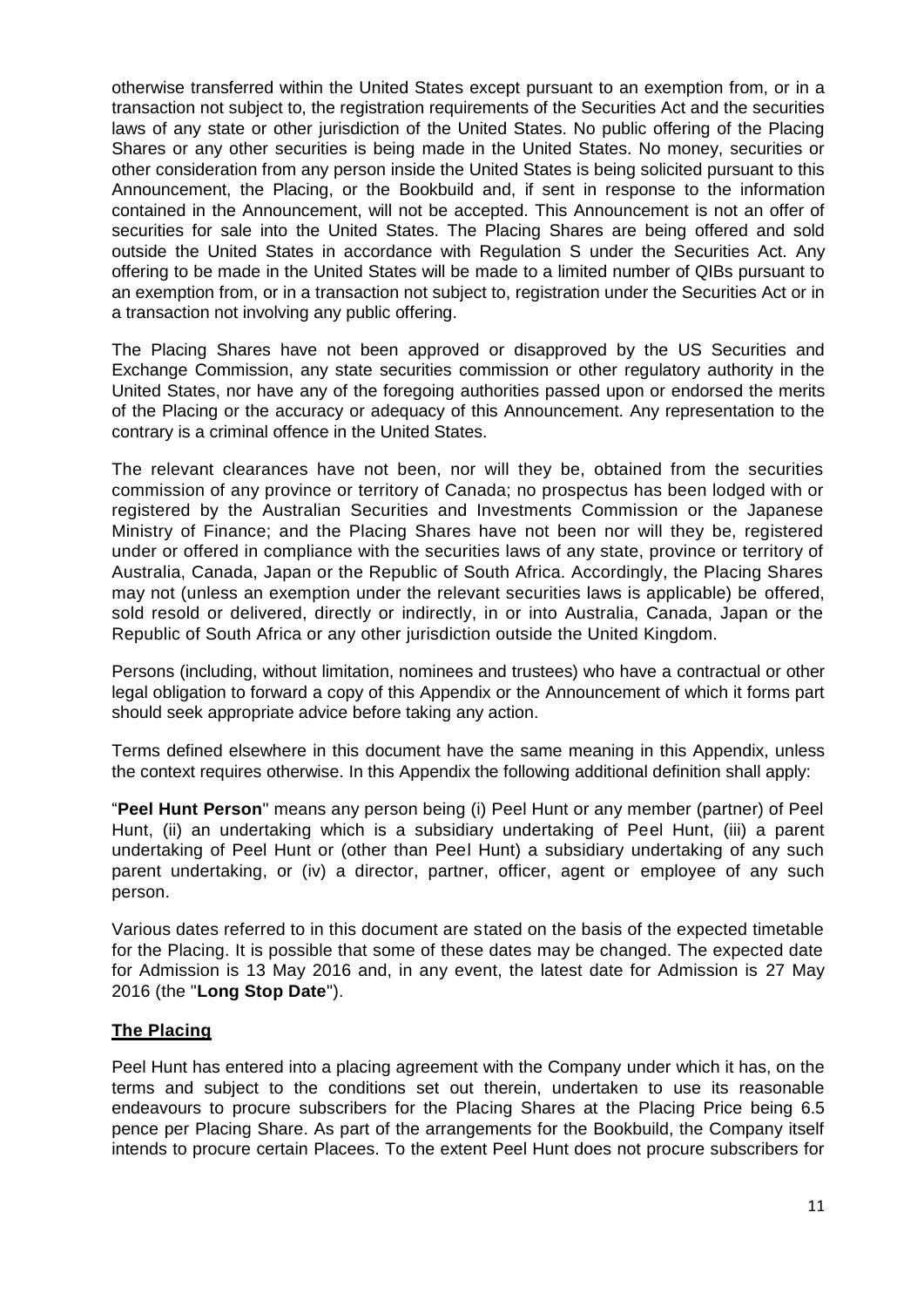otherwise transferred within the United States except pursuant to an exemption from, or in a transaction not subject to, the registration requirements of the Securities Act and the securities laws of any state or other jurisdiction of the United States. No public offering of the Placing Shares or any other securities is being made in the United States. No money, securities or other consideration from any person inside the United States is being solicited pursuant to this Announcement, the Placing, or the Bookbuild and, if sent in response to the information contained in the Announcement, will not be accepted. This Announcement is not an offer of securities for sale into the United States. The Placing Shares are being offered and sold outside the United States in accordance with Regulation S under the Securities Act. Any offering to be made in the United States will be made to a limited number of QIBs pursuant to an exemption from, or in a transaction not subject to, registration under the Securities Act or in a transaction not involving any public offering.

The Placing Shares have not been approved or disapproved by the US Securities and Exchange Commission, any state securities commission or other regulatory authority in the United States, nor have any of the foregoing authorities passed upon or endorsed the merits of the Placing or the accuracy or adequacy of this Announcement. Any representation to the contrary is a criminal offence in the United States.

The relevant clearances have not been, nor will they be, obtained from the securities commission of any province or territory of Canada; no prospectus has been lodged with or registered by the Australian Securities and Investments Commission or the Japanese Ministry of Finance; and the Placing Shares have not been nor will they be, registered under or offered in compliance with the securities laws of any state, province or territory of Australia, Canada, Japan or the Republic of South Africa. Accordingly, the Placing Shares may not (unless an exemption under the relevant securities laws is applicable) be offered, sold resold or delivered, directly or indirectly, in or into Australia, Canada, Japan or the Republic of South Africa or any other jurisdiction outside the United Kingdom.

Persons (including, without limitation, nominees and trustees) who have a contractual or other legal obligation to forward a copy of this Appendix or the Announcement of which it forms part should seek appropriate advice before taking any action.

Terms defined elsewhere in this document have the same meaning in this Appendix, unless the context requires otherwise. In this Appendix the following additional definition shall apply:

"**Peel Hunt Person**" means any person being (i) Peel Hunt or any member (partner) of Peel Hunt, (ii) an undertaking which is a subsidiary undertaking of Peel Hunt, (iii) a parent undertaking of Peel Hunt or (other than Peel Hunt) a subsidiary undertaking of any such parent undertaking, or (iv) a director, partner, officer, agent or employee of any such person.

Various dates referred to in this document are stated on the basis of the expected timetable for the Placing. It is possible that some of these dates may be changed. The expected date for Admission is 13 May 2016 and, in any event, the latest date for Admission is 27 May 2016 (the "**Long Stop Date**").

## The Placing

Peel Hunt has entered into a placing agreement with the Company under which it has, on the terms and subject to the conditions set out therein, undertaken to use its reasonable endeavours to procure subscribers for the Placing Shares at the Placing Price being 6.5 pence per Placing Share. As part of the arrangements for the Bookbuild, the Company itself intends to procure certain Placees. To the extent Peel Hunt does not procure subscribers for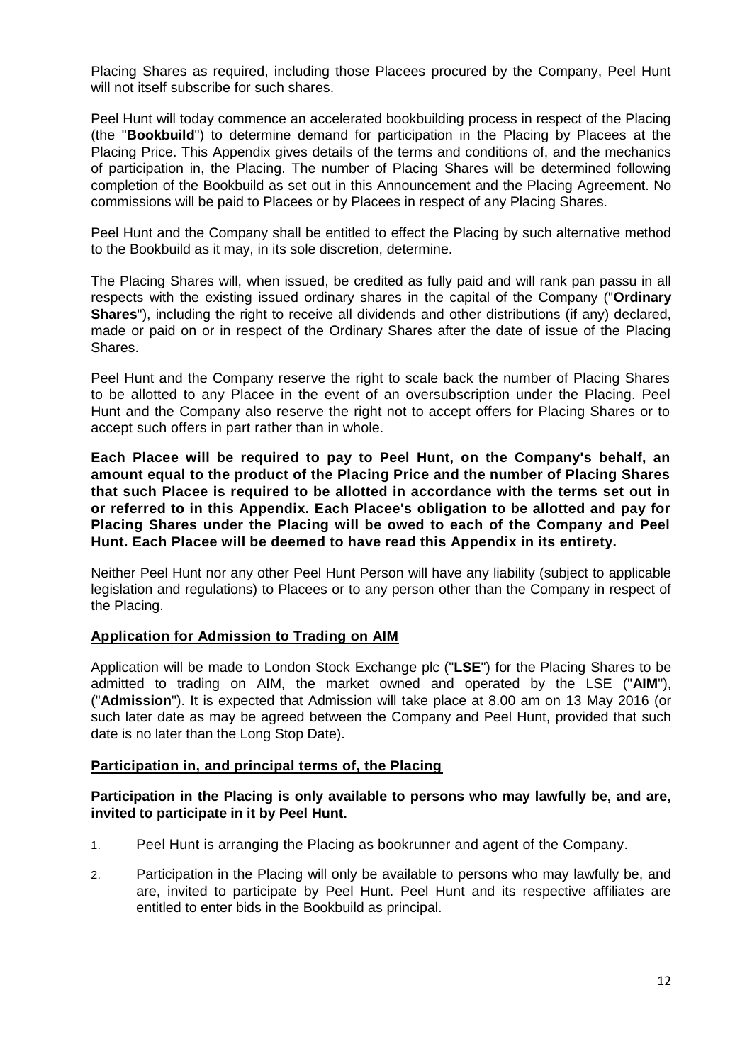Placing Shares as required, including those Placees procured by the Company, Peel Hunt will not itself subscribe for such shares.

Peel Hunt will today commence an accelerated bookbuilding process in respect of the Placing (the "**Bookbuild**") to determine demand for participation in the Placing by Placees at the Placing Price. This Appendix gives details of the terms and conditions of, and the mechanics of participation in, the Placing. The number of Placing Shares will be determined following completion of the Bookbuild as set out in this Announcement and the Placing Agreement. No commissions will be paid to Placees or by Placees in respect of any Placing Shares.

Peel Hunt and the Company shall be entitled to effect the Placing by such alternative method to the Bookbuild as it may, in its sole discretion, determine.

The Placing Shares will, when issued, be credited as fully paid and will rank pari passu in all respects with the existing issued ordinary shares in the capital of the Company ("**Ordinary Shares**"), including the right to receive all dividends and other distributions (if any) declared, made or paid on or in respect of the Ordinary Shares after the date of issue of the Placing Shares.

Peel Hunt and the Company reserve the right to scale back the number of Placing Shares to be allotted to any Placee in the event of an oversubscription under the Placing. Peel Hunt and the Company also reserve the right not to accept offers for Placing Shares or to accept such offers in part rather than in whole.

**Each Placee will be required to pay to Peel Hunt, on the Company's behalf, an amount equal to the product of the Placing Price and the number of Placing Shares that such Placee is required to be allotted in accordance with the terms set out in or referred to in this Appendix. Each Placee's obligation to be allotted and pay for Placing Shares under the Placing will be owed to each of the Company and Peel Hunt. Each Placee will be deemed to have read this Appendix in its entirety.**

Neither Peel Hunt nor any other Peel Hunt Person will have any liability (subject to applicable legislation and regulations) to Placees or to any person other than the Company in respect of the Placing.

**Application for Admission to Trading on AIM**

Application will be made to London Stock Exchange plc ("**LSE**") for the Placing Shares to be admitted to trading on AIM, the market owned and operated by the LSE ("**AIM**"), ("**Admission**"). It is expected that Admission will take place at 8.00 am on 13 May 2016 (or such later date as may be agreed between the Company and Peel Hunt, provided that such date is no later than the Long Stop Date).

**Participation in, and principal terms of, the Placing**

**Participation in the Placing is only available to persons who may lawfully be, and are, invited to participate in it by Peel Hunt.**

1. Peel Hunt is arranging the Placing as bookrunner and agent of the Company.
2. Participation in the Placing will only be available to persons who may lawfully be, and are, invited to participate by Peel Hunt. Peel Hunt and its respective affiliates are entitled to enter bids in the Bookbuild as principal.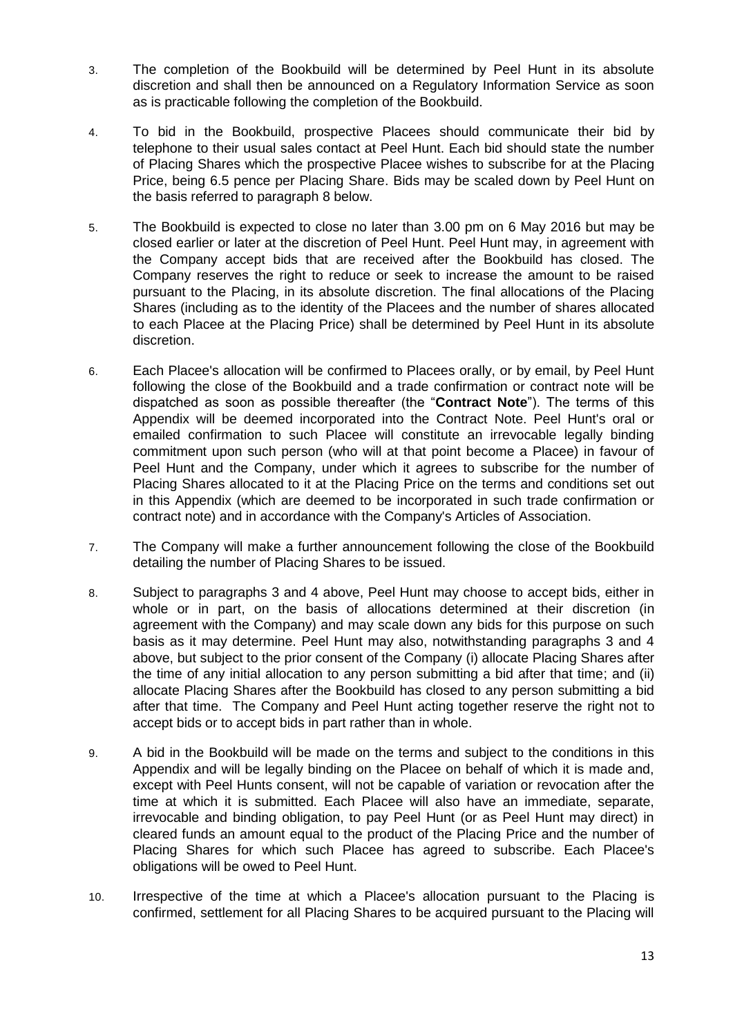3. The completion of the Bookbuild will be determined by Peel Hunt in its absolute discretion and shall then be announced on a Regulatory Information Service as soon as is practicable following the completion of the Bookbuild.

4. To bid in the Bookbuild, prospective Placees should communicate their bid by telephone to their usual sales contact at Peel Hunt. Each bid should state the number of Placing Shares which the prospective Placee wishes to subscribe for at the Placing Price, being 6.5 pence per Placing Share. Bids may be scaled down by Peel Hunt on the basis referred to paragraph 8 below.

5. The Bookbuild is expected to close no later than 3.00 pm on 6 May 2016 but may be closed earlier or later at the discretion of Peel Hunt. Peel Hunt may, in agreement with the Company accept bids that are received after the Bookbuild has closed. The Company reserves the right to reduce or seek to increase the amount to be raised pursuant to the Placing, in its absolute discretion. The final allocations of the Placing Shares (including as to the identity of the Placees and the number of shares allocated to each Placee at the Placing Price) shall be determined by Peel Hunt in its absolute discretion.

6. Each Placee's allocation will be confirmed to Placees orally, or by email, by Peel Hunt following the close of the Bookbuild and a trade confirmation or contract note will be dispatched as soon as possible thereafter (the "**Contract Note**"). The terms of this Appendix will be deemed incorporated into the Contract Note. Peel Hunt's oral or emailed confirmation to such Placee will constitute an irrevocable legally binding commitment upon such person (who will at that point become a Placee) in favour of Peel Hunt and the Company, under which it agrees to subscribe for the number of Placing Shares allocated to it at the Placing Price on the terms and conditions set out in this Appendix (which are deemed to be incorporated in such trade confirmation or contract note) and in accordance with the Company's Articles of Association.

7. The Company will make a further announcement following the close of the Bookbuild detailing the number of Placing Shares to be issued.

8. Subject to paragraphs 3 and 4 above, Peel Hunt may choose to accept bids, either in whole or in part, on the basis of allocations determined at their discretion (in agreement with the Company) and may scale down any bids for this purpose on such basis as it may determine. Peel Hunt may also, notwithstanding paragraphs 3 and 4 above, but subject to the prior consent of the Company (i) allocate Placing Shares after the time of any initial allocation to any person submitting a bid after that time; and (ii) allocate Placing Shares after the Bookbuild has closed to any person submitting a bid after that time. The Company and Peel Hunt acting together reserve the right not to accept bids or to accept bids in part rather than in whole.

9. A bid in the Bookbuild will be made on the terms and subject to the conditions in this Appendix and will be legally binding on the Placee on behalf of which it is made and, except with Peel Hunts consent, will not be capable of variation or revocation after the time at which it is submitted. Each Placee will also have an immediate, separate, irrevocable and binding obligation, to pay Peel Hunt (or as Peel Hunt may direct) in cleared funds an amount equal to the product of the Placing Price and the number of Placing Shares for which such Placee has agreed to subscribe. Each Placee's obligations will be owed to Peel Hunt.

10. Irrespective of the time at which a Placee's allocation pursuant to the Placing is confirmed, settlement for all Placing Shares to be acquired pursuant to the Placing will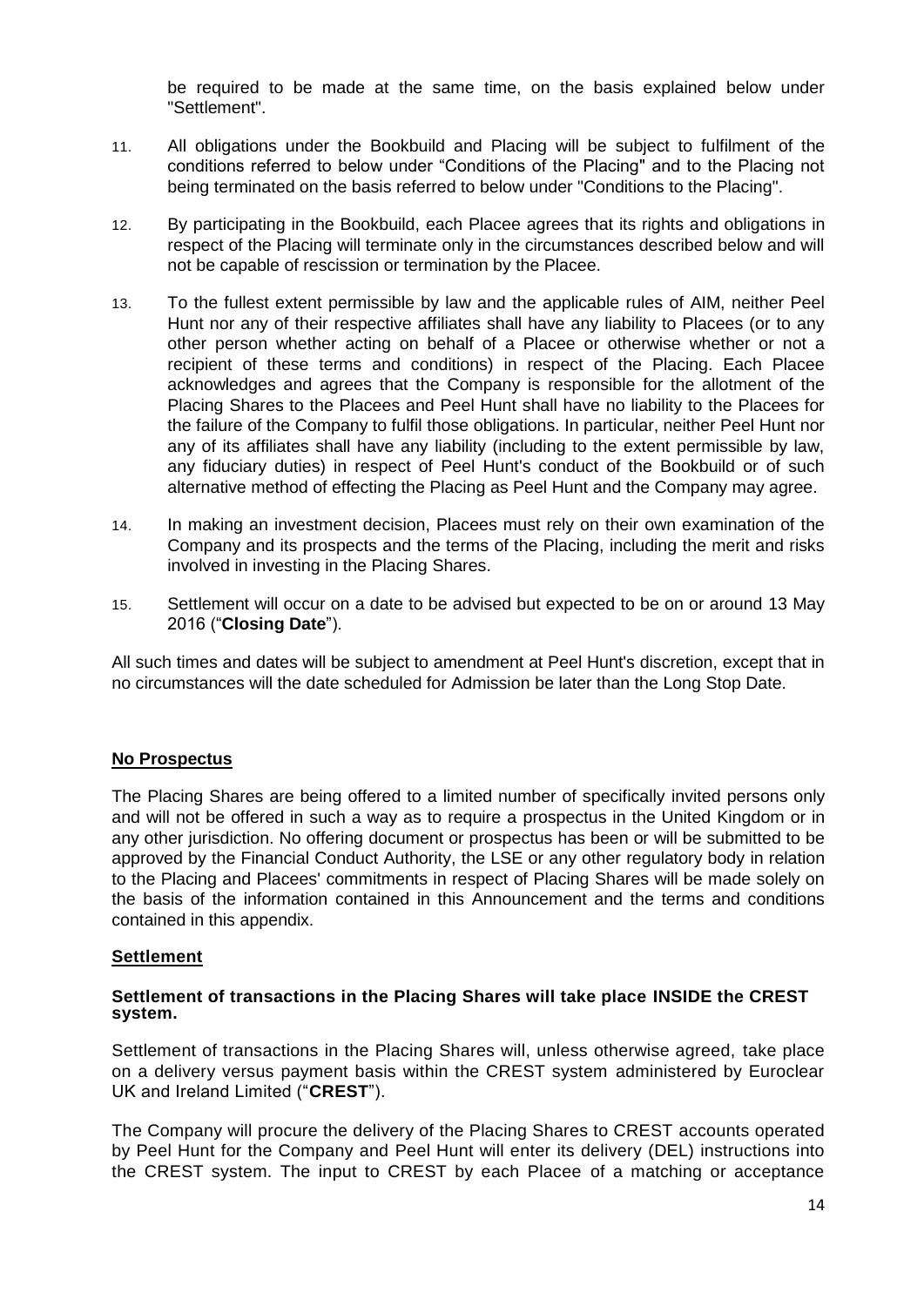be required to be made at the same time, on the basis explained below under "Settlement".

11. All obligations under the Bookbuild and Placing will be subject to fulfilment of the conditions referred to below under "Conditions of the Placing" and to the Placing not being terminated on the basis referred to below under "Conditions to the Placing".

12. By participating in the Bookbuild, each Placee agrees that its rights and obligations in respect of the Placing will terminate only in the circumstances described below and will not be capable of rescission or termination by the Placee.

13. To the fullest extent permissible by law and the applicable rules of AIM, neither Peel Hunt nor any of their respective affiliates shall have any liability to Placees (or to any other person whether acting on behalf of a Placee or otherwise whether or not a recipient of these terms and conditions) in respect of the Placing. Each Placee acknowledges and agrees that the Company is responsible for the allotment of the Placing Shares to the Placees and Peel Hunt shall have no liability to the Placees for the failure of the Company to fulfil those obligations. In particular, neither Peel Hunt nor any of its affiliates shall have any liability (including to the extent permissible by law, any fiduciary duties) in respect of Peel Hunt's conduct of the Bookbuild or of such alternative method of effecting the Placing as Peel Hunt and the Company may agree.

14. In making an investment decision, Placees must rely on their own examination of the Company and its prospects and the terms of the Placing, including the merit and risks involved in investing in the Placing Shares.

15. Settlement will occur on a date to be advised but expected to be on or around 13 May 2016 ("**Closing Date**").

All such times and dates will be subject to amendment at Peel Hunt's discretion, except that in no circumstances will the date scheduled for Admission be later than the Long Stop Date.

## **No Prospectus**

The Placing Shares are being offered to a limited number of specifically invited persons only and will not be offered in such a way as to require a prospectus in the United Kingdom or in any other jurisdiction. No offering document or prospectus has been or will be submitted to be approved by the Financial Conduct Authority, the LSE or any other regulatory body in relation to the Placing and Placees' commitments in respect of Placing Shares will be made solely on the basis of the information contained in this Announcement and the terms and conditions contained in this appendix.

## **Settlement**

**Settlement of transactions in the Placing Shares will take place INSIDE the CREST system.**

Settlement of transactions in the Placing Shares will, unless otherwise agreed, take place on a delivery versus payment basis within the CREST system administered by Euroclear UK and Ireland Limited ("**CREST**").

The Company will procure the delivery of the Placing Shares to CREST accounts operated by Peel Hunt for the Company and Peel Hunt will enter its delivery (DEL) instructions into the CREST system. The input to CREST by each Placee of a matching or acceptance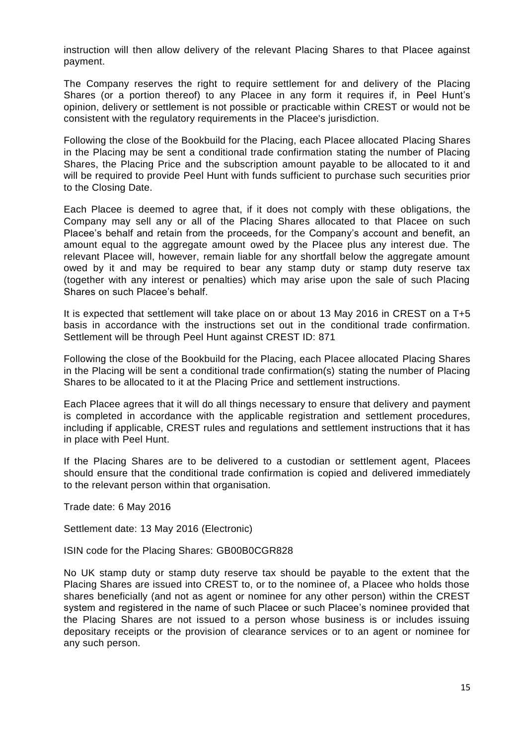instruction will then allow delivery of the relevant Placing Shares to that Placee against payment.

The Company reserves the right to require settlement for and delivery of the Placing Shares (or a portion thereof) to any Placee in any form it requires if, in Peel Hunt's opinion, delivery or settlement is not possible or practicable within CREST or would not be consistent with the regulatory requirements in the Placee's jurisdiction.

Following the close of the Bookbuild for the Placing, each Placee allocated Placing Shares in the Placing may be sent a conditional trade confirmation stating the number of Placing Shares, the Placing Price and the subscription amount payable to be allocated to it and will be required to provide Peel Hunt with funds sufficient to purchase such securities prior to the Closing Date.

Each Placee is deemed to agree that, if it does not comply with these obligations, the Company may sell any or all of the Placing Shares allocated to that Placee on such Placee's behalf and retain from the proceeds, for the Company's account and benefit, an amount equal to the aggregate amount owed by the Placee plus any interest due. The relevant Placee will, however, remain liable for any shortfall below the aggregate amount owed by it and may be required to bear any stamp duty or stamp duty reserve tax (together with any interest or penalties) which may arise upon the sale of such Placing Shares on such Placee's behalf.

It is expected that settlement will take place on or about 13 May 2016 in CREST on a T+5 basis in accordance with the instructions set out in the conditional trade confirmation. Settlement will be through Peel Hunt against CREST ID: 871

Following the close of the Bookbuild for the Placing, each Placee allocated Placing Shares in the Placing will be sent a conditional trade confirmation(s) stating the number of Placing Shares to be allocated to it at the Placing Price and settlement instructions.

Each Placee agrees that it will do all things necessary to ensure that delivery and payment is completed in accordance with the applicable registration and settlement procedures, including if applicable, CREST rules and regulations and settlement instructions that it has in place with Peel Hunt.

If the Placing Shares are to be delivered to a custodian or settlement agent, Placees should ensure that the conditional trade confirmation is copied and delivered immediately to the relevant person within that organisation.

Trade date: 6 May 2016

Settlement date: 13 May 2016 (Electronic)

ISIN code for the Placing Shares: GB00B0CGR828

No UK stamp duty or stamp duty reserve tax should be payable to the extent that the Placing Shares are issued into CREST to, or to the nominee of, a Placee who holds those shares beneficially (and not as agent or nominee for any other person) within the CREST system and registered in the name of such Placee or such Placee's nominee provided that the Placing Shares are not issued to a person whose business is or includes issuing depositary receipts or the provision of clearance services or to an agent or nominee for any such person.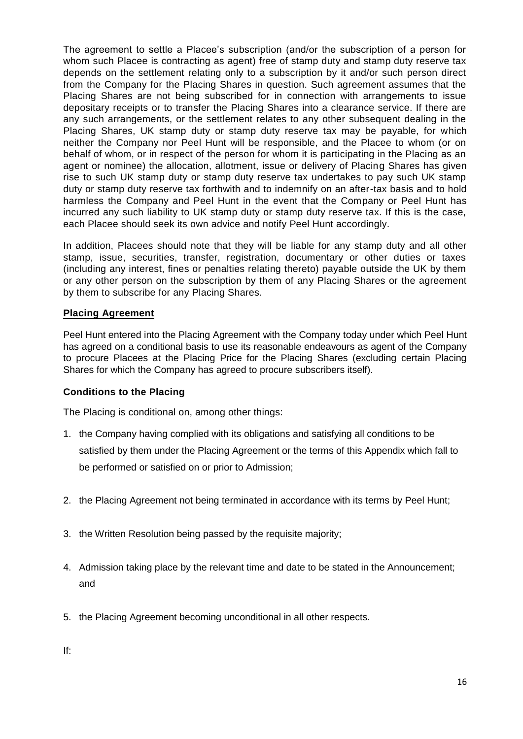The agreement to settle a Placee's subscription (and/or the subscription of a person for whom such Placee is contracting as agent) free of stamp duty and stamp duty reserve tax depends on the settlement relating only to a subscription by it and/or such person direct from the Company for the Placing Shares in question. Such agreement assumes that the Placing Shares are not being subscribed for in connection with arrangements to issue depositary receipts or to transfer the Placing Shares into a clearance service. If there are any such arrangements, or the settlement relates to any other subsequent dealing in the Placing Shares, UK stamp duty or stamp duty reserve tax may be payable, for which neither the Company nor Peel Hunt will be responsible, and the Placee to whom (or on behalf of whom, or in respect of the person for whom it is participating in the Placing as an agent or nominee) the allocation, allotment, issue or delivery of Placing Shares has given rise to such UK stamp duty or stamp duty reserve tax undertakes to pay such UK stamp duty or stamp duty reserve tax forthwith and to indemnify on an after-tax basis and to hold harmless the Company and Peel Hunt in the event that the Company or Peel Hunt has incurred any such liability to UK stamp duty or stamp duty reserve tax. If this is the case, each Placee should seek its own advice and notify Peel Hunt accordingly.

In addition, Placees should note that they will be liable for any stamp duty and all other stamp, issue, securities, transfer, registration, documentary or other duties or taxes (including any interest, fines or penalties relating thereto) payable outside the UK by them or any other person on the subscription by them of any Placing Shares or the agreement by them to subscribe for any Placing Shares.

**Placing Agreement**

Peel Hunt entered into the Placing Agreement with the Company today under which Peel Hunt has agreed on a conditional basis to use its reasonable endeavours as agent of the Company to procure Placees at the Placing Price for the Placing Shares (excluding certain Placing Shares for which the Company has agreed to procure subscribers itself).

**Conditions to the Placing**

The Placing is conditional on, among other things:

1. the Company having complied with its obligations and satisfying all conditions to be satisfied by them under the Placing Agreement or the terms of this Appendix which fall to be performed or satisfied on or prior to Admission;

2. the Placing Agreement not being terminated in accordance with its terms by Peel Hunt;

3. the Written Resolution being passed by the requisite majority;

4. Admission taking place by the relevant time and date to be stated in the Announcement; and

5. the Placing Agreement becoming unconditional in all other respects.

If: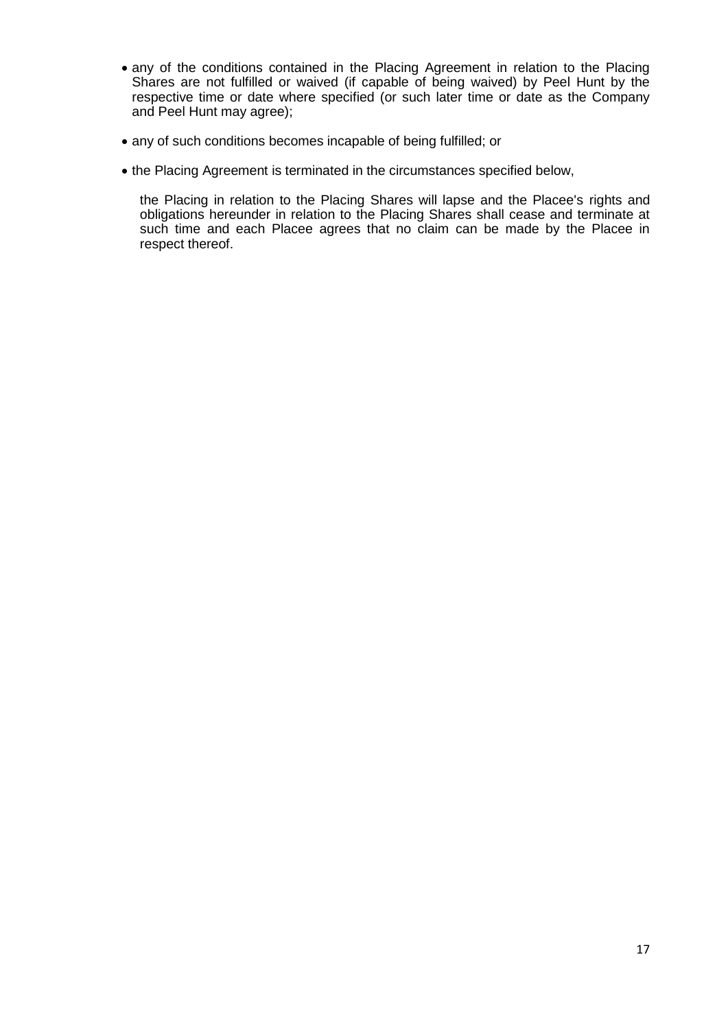- any of the conditions contained in the Placing Agreement in relation to the Placing Shares are not fulfilled or waived (if capable of being waived) by Peel Hunt by the respective time or date where specified (or such later time or date as the Company and Peel Hunt may agree);
- any of such conditions becomes incapable of being fulfilled; or
- the Placing Agreement is terminated in the circumstances specified below,

the Placing in relation to the Placing Shares will lapse and the Placee's rights and obligations hereunder in relation to the Placing Shares shall cease and terminate at such time and each Placee agrees that no claim can be made by the Placee in respect thereof.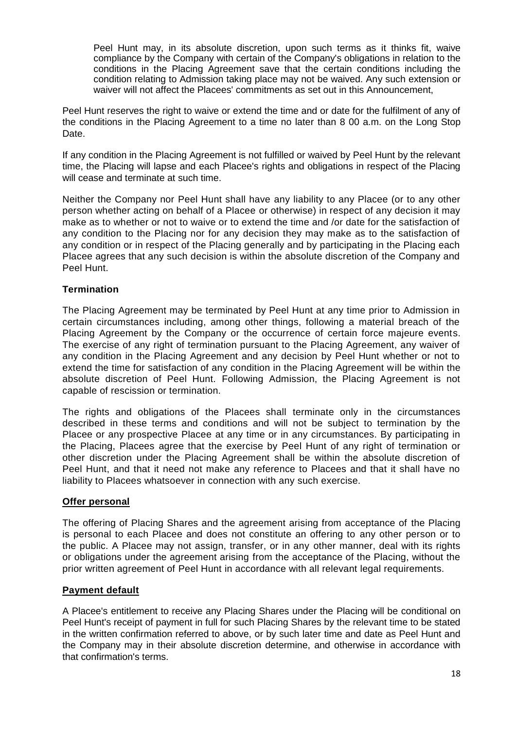Peel Hunt may, in its absolute discretion, upon such terms as it thinks fit, waive compliance by the Company with certain of the Company's obligations in relation to the conditions in the Placing Agreement save that the certain conditions including the condition relating to Admission taking place may not be waived. Any such extension or waiver will not affect the Placees' commitments as set out in this Announcement,

Peel Hunt reserves the right to waive or extend the time and or date for the fulfilment of any of the conditions in the Placing Agreement to a time no later than 8 00 a.m. on the Long Stop Date.

If any condition in the Placing Agreement is not fulfilled or waived by Peel Hunt by the relevant time, the Placing will lapse and each Placee's rights and obligations in respect of the Placing will cease and terminate at such time.

Neither the Company nor Peel Hunt shall have any liability to any Placee (or to any other person whether acting on behalf of a Placee or otherwise) in respect of any decision it may make as to whether or not to waive or to extend the time and /or date for the satisfaction of any condition to the Placing nor for any decision they may make as to the satisfaction of any condition or in respect of the Placing generally and by participating in the Placing each Placee agrees that any such decision is within the absolute discretion of the Company and Peel Hunt.

**Termination**

The Placing Agreement may be terminated by Peel Hunt at any time prior to Admission in certain circumstances including, among other things, following a material breach of the Placing Agreement by the Company or the occurrence of certain force majeure events. The exercise of any right of termination pursuant to the Placing Agreement, any waiver of any condition in the Placing Agreement and any decision by Peel Hunt whether or not to extend the time for satisfaction of any condition in the Placing Agreement will be within the absolute discretion of Peel Hunt. Following Admission, the Placing Agreement is not capable of rescission or termination.

The rights and obligations of the Placees shall terminate only in the circumstances described in these terms and conditions and will not be subject to termination by the Placee or any prospective Placee at any time or in any circumstances. By participating in the Placing, Placees agree that the exercise by Peel Hunt of any right of termination or other discretion under the Placing Agreement shall be within the absolute discretion of Peel Hunt, and that it need not make any reference to Placees and that it shall have no liability to Placees whatsoever in connection with any such exercise.

**Offer personal**

The offering of Placing Shares and the agreement arising from acceptance of the Placing is personal to each Placee and does not constitute an offering to any other person or to the public. A Placee may not assign, transfer, or in any other manner, deal with its rights or obligations under the agreement arising from the acceptance of the Placing, without the prior written agreement of Peel Hunt in accordance with all relevant legal requirements.

**Payment default**

A Placee's entitlement to receive any Placing Shares under the Placing will be conditional on Peel Hunt's receipt of payment in full for such Placing Shares by the relevant time to be stated in the written confirmation referred to above, or by such later time and date as Peel Hunt and the Company may in their absolute discretion determine, and otherwise in accordance with that confirmation's terms.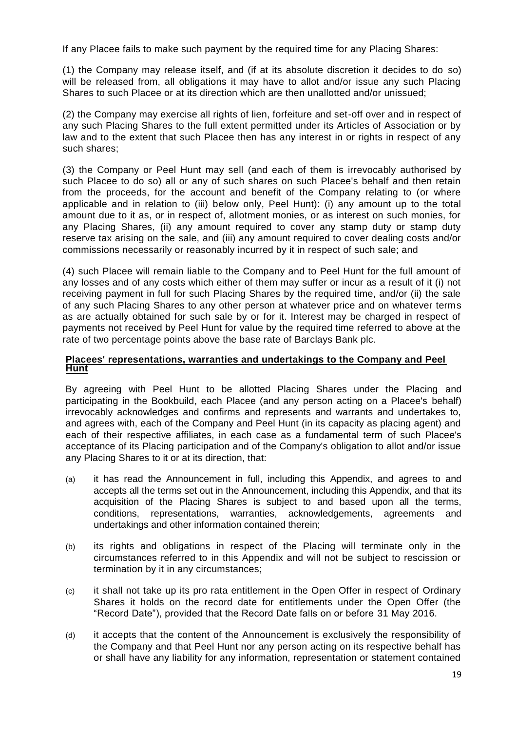If any Placee fails to make such payment by the required time for any Placing Shares:

(1) the Company may release itself, and (if at its absolute discretion it decides to do so) will be released from, all obligations it may have to allot and/or issue any such Placing Shares to such Placee or at its direction which are then unallotted and/or unissued;

(2) the Company may exercise all rights of lien, forfeiture and set-off over and in respect of any such Placing Shares to the full extent permitted under its Articles of Association or by law and to the extent that such Placee then has any interest in or rights in respect of any such shares;

(3) the Company or Peel Hunt may sell (and each of them is irrevocably authorised by such Placee to do so) all or any of such shares on such Placee's behalf and then retain from the proceeds, for the account and benefit of the Company relating to (or where applicable and in relation to (iii) below only, Peel Hunt): (i) any amount up to the total amount due to it as, or in respect of, allotment monies, or as interest on such monies, for any Placing Shares, (ii) any amount required to cover any stamp duty or stamp duty reserve tax arising on the sale, and (iii) any amount required to cover dealing costs and/or commissions necessarily or reasonably incurred by it in respect of such sale; and

(4) such Placee will remain liable to the Company and to Peel Hunt for the full amount of any losses and of any costs which either of them may suffer or incur as a result of it (i) not receiving payment in full for such Placing Shares by the required time, and/or (ii) the sale of any such Placing Shares to any other person at whatever price and on whatever terms as are actually obtained for such sale by or for it. Interest may be charged in respect of payments not received by Peel Hunt for value by the required time referred to above at the rate of two percentage points above the base rate of Barclays Bank plc.

**Placees' representations, warranties and undertakings to the Company and Peel Hunt**

By agreeing with Peel Hunt to be allotted Placing Shares under the Placing and participating in the Bookbuild, each Placee (and any person acting on a Placee's behalf) irrevocably acknowledges and confirms and represents and warrants and undertakes to, and agrees with, each of the Company and Peel Hunt (in its capacity as placing agent) and each of their respective affiliates, in each case as a fundamental term of such Placee's acceptance of its Placing participation and of the Company's obligation to allot and/or issue any Placing Shares to it or at its direction, that:

(a) it has read the Announcement in full, including this Appendix, and agrees to and accepts all the terms set out in the Announcement, including this Appendix, and that its acquisition of the Placing Shares is subject to and based upon all the terms, conditions, representations, warranties, acknowledgements, agreements and undertakings and other information contained therein;

(b) its rights and obligations in respect of the Placing will terminate only in the circumstances referred to in this Appendix and will not be subject to rescission or termination by it in any circumstances;

(c) it shall not take up its pro rata entitlement in the Open Offer in respect of Ordinary Shares it holds on the record date for entitlements under the Open Offer (the "Record Date"), provided that the Record Date falls on or before 31 May 2016.

(d) it accepts that the content of the Announcement is exclusively the responsibility of the Company and that Peel Hunt nor any person acting on its respective behalf has or shall have any liability for any information, representation or statement contained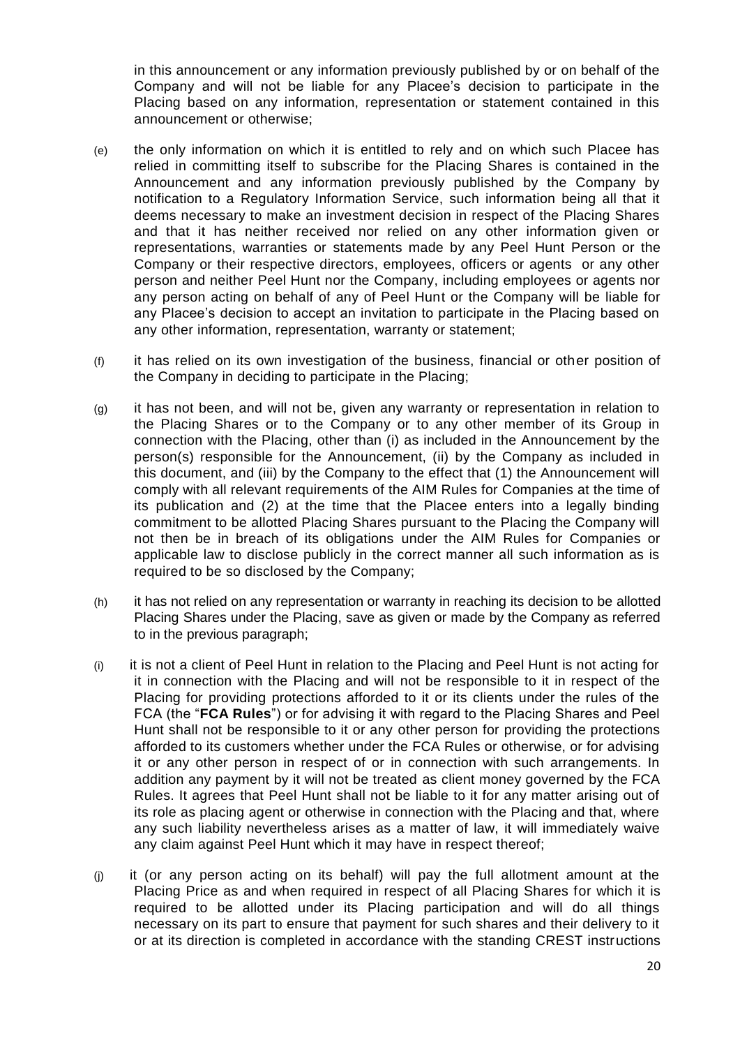in this announcement or any information previously published by or on behalf of the Company and will not be liable for any Placee's decision to participate in the Placing based on any information, representation or statement contained in this announcement or otherwise;

(e) the only information on which it is entitled to rely and on which such Placee has relied in committing itself to subscribe for the Placing Shares is contained in the Announcement and any information previously published by the Company by notification to a Regulatory Information Service, such information being all that it deems necessary to make an investment decision in respect of the Placing Shares and that it has neither received nor relied on any other information given or representations, warranties or statements made by any Peel Hunt Person or the Company or their respective directors, employees, officers or agents or any other person and neither Peel Hunt nor the Company, including employees or agents nor any person acting on behalf of any of Peel Hunt or the Company will be liable for any Placee's decision to accept an invitation to participate in the Placing based on any other information, representation, warranty or statement;

(f) it has relied on its own investigation of the business, financial or other position of the Company in deciding to participate in the Placing;

(g) it has not been, and will not be, given any warranty or representation in relation to the Placing Shares or to the Company or to any other member of its Group in connection with the Placing, other than (i) as included in the Announcement by the person(s) responsible for the Announcement, (ii) by the Company as included in this document, and (iii) by the Company to the effect that (1) the Announcement will comply with all relevant requirements of the AIM Rules for Companies at the time of its publication and (2) at the time that the Placee enters into a legally binding commitment to be allotted Placing Shares pursuant to the Placing the Company will not then be in breach of its obligations under the AIM Rules for Companies or applicable law to disclose publicly in the correct manner all such information as is required to be so disclosed by the Company;

(h) it has not relied on any representation or warranty in reaching its decision to be allotted Placing Shares under the Placing, save as given or made by the Company as referred to in the previous paragraph;

(i) it is not a client of Peel Hunt in relation to the Placing and Peel Hunt is not acting for it in connection with the Placing and will not be responsible to it in respect of the Placing for providing protections afforded to it or its clients under the rules of the FCA (the "**FCA Rules**") or for advising it with regard to the Placing Shares and Peel Hunt shall not be responsible to it or any other person for providing the protections afforded to its customers whether under the FCA Rules or otherwise, or for advising it or any other person in respect of or in connection with such arrangements. In addition any payment by it will not be treated as client money governed by the FCA Rules. It agrees that Peel Hunt shall not be liable to it for any matter arising out of its role as placing agent or otherwise in connection with the Placing and that, where any such liability nevertheless arises as a matter of law, it will immediately waive any claim against Peel Hunt which it may have in respect thereof;

(j) it (or any person acting on its behalf) will pay the full allotment amount at the Placing Price as and when required in respect of all Placing Shares for which it is required to be allotted under its Placing participation and will do all things necessary on its part to ensure that payment for such shares and their delivery to it or at its direction is completed in accordance with the standing CREST instructions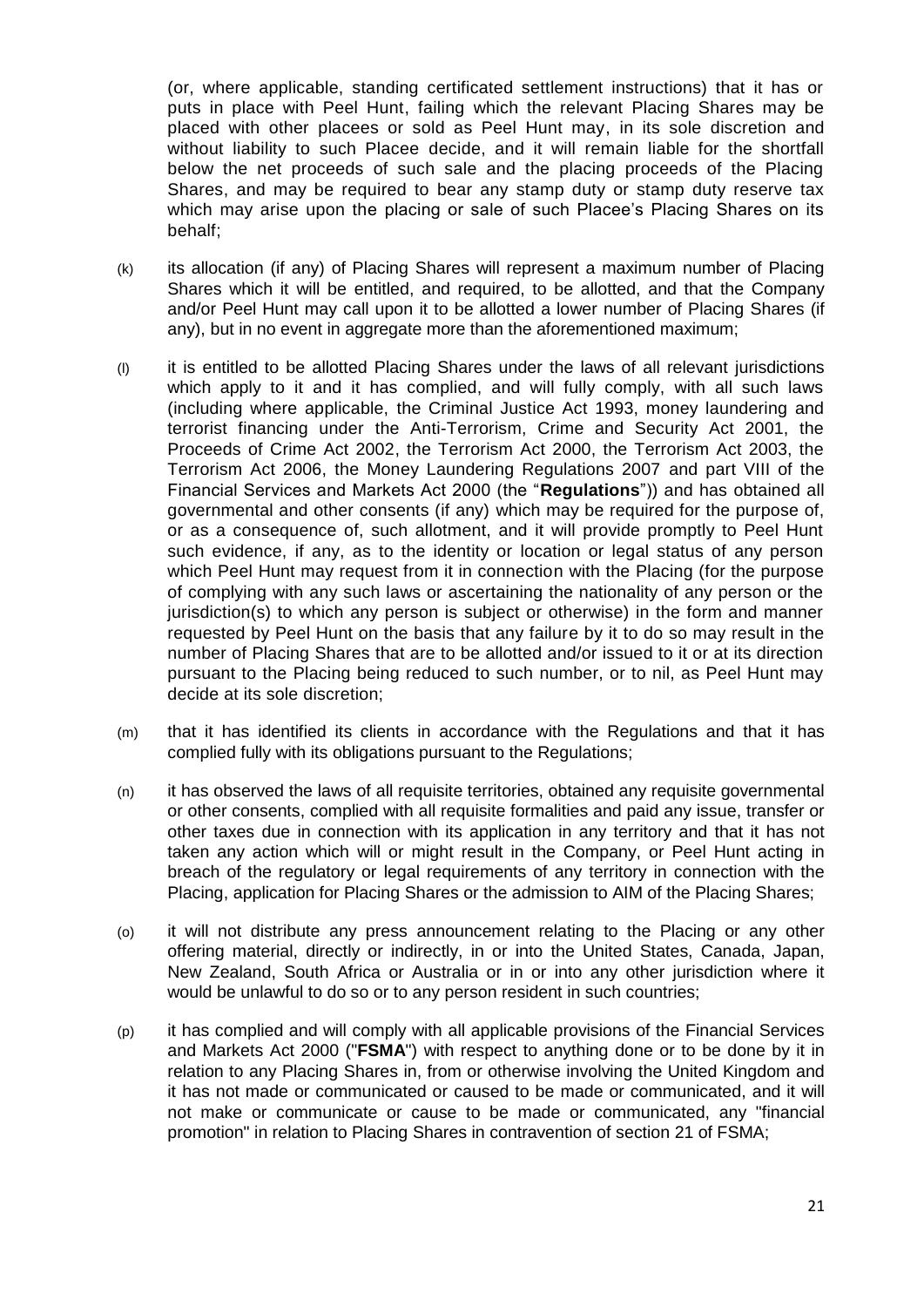(or, where applicable, standing certificated settlement instructions) that it has or puts in place with Peel Hunt, failing which the relevant Placing Shares may be placed with other placees or sold as Peel Hunt may, in its sole discretion and without liability to such Placee decide, and it will remain liable for the shortfall below the net proceeds of such sale and the placing proceeds of the Placing Shares, and may be required to bear any stamp duty or stamp duty reserve tax which may arise upon the placing or sale of such Placee's Placing Shares on its behalf;

(k) its allocation (if any) of Placing Shares will represent a maximum number of Placing Shares which it will be entitled, and required, to be allotted, and that the Company and/or Peel Hunt may call upon it to be allotted a lower number of Placing Shares (if any), but in no event in aggregate more than the aforementioned maximum;

(l) it is entitled to be allotted Placing Shares under the laws of all relevant jurisdictions which apply to it and it has complied, and will fully comply, with all such laws (including where applicable, the Criminal Justice Act 1993, money laundering and terrorist financing under the Anti-Terrorism, Crime and Security Act 2001, the Proceeds of Crime Act 2002, the Terrorism Act 2000, the Terrorism Act 2003, the Terrorism Act 2006, the Money Laundering Regulations 2007 and part VIII of the Financial Services and Markets Act 2000 (the "**Regulations**")) and has obtained all governmental and other consents (if any) which may be required for the purpose of, or as a consequence of, such allotment, and it will provide promptly to Peel Hunt such evidence, if any, as to the identity or location or legal status of any person which Peel Hunt may request from it in connection with the Placing (for the purpose of complying with any such laws or ascertaining the nationality of any person or the jurisdiction(s) to which any person is subject or otherwise) in the form and manner requested by Peel Hunt on the basis that any failure by it to do so may result in the number of Placing Shares that are to be allotted and/or issued to it or at its direction pursuant to the Placing being reduced to such number, or to nil, as Peel Hunt may decide at its sole discretion;

(m) that it has identified its clients in accordance with the Regulations and that it has complied fully with its obligations pursuant to the Regulations;

(n) it has observed the laws of all requisite territories, obtained any requisite governmental or other consents, complied with all requisite formalities and paid any issue, transfer or other taxes due in connection with its application in any territory and that it has not taken any action which will or might result in the Company, or Peel Hunt acting in breach of the regulatory or legal requirements of any territory in connection with the Placing, application for Placing Shares or the admission to AIM of the Placing Shares;

(o) it will not distribute any press announcement relating to the Placing or any other offering material, directly or indirectly, in or into the United States, Canada, Japan, New Zealand, South Africa or Australia or in or into any other jurisdiction where it would be unlawful to do so or to any person resident in such countries;

(p) it has complied and will comply with all applicable provisions of the Financial Services and Markets Act 2000 ("**FSMA**") with respect to anything done or to be done by it in relation to any Placing Shares in, from or otherwise involving the United Kingdom and it has not made or communicated or caused to be made or communicated, and it will not make or communicate or cause to be made or communicated, any "financial promotion" in relation to Placing Shares in contravention of section 21 of FSMA;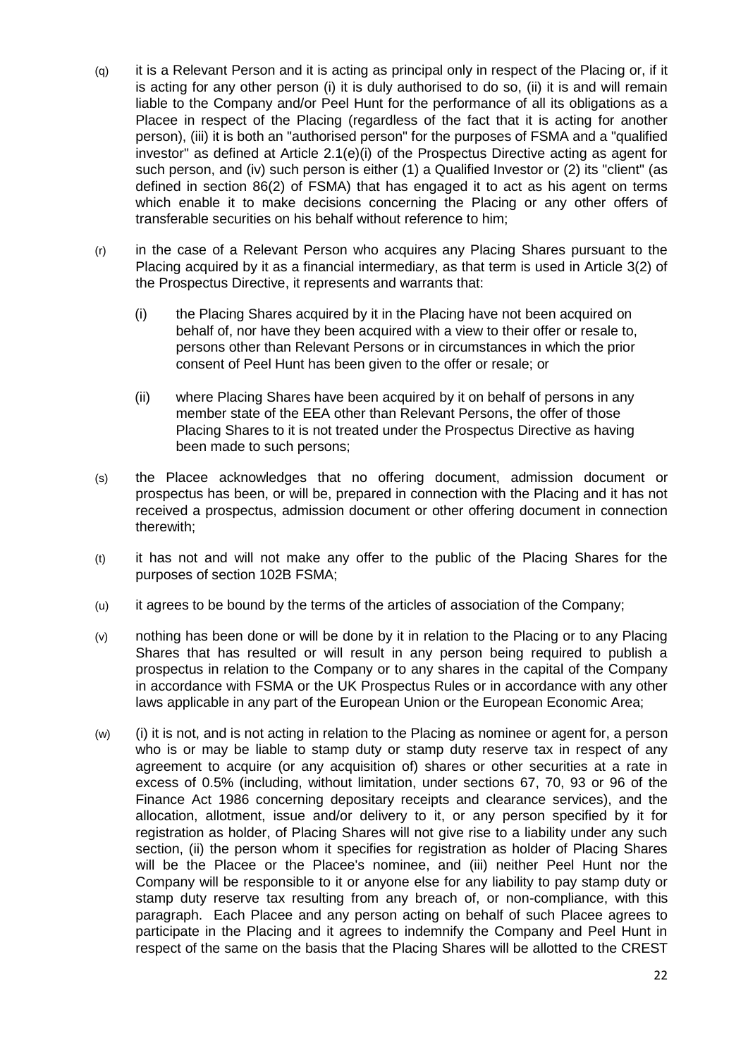(q) it is a Relevant Person and it is acting as principal only in respect of the Placing or, if it is acting for any other person (i) it is duly authorised to do so, (ii) it is and will remain liable to the Company and/or Peel Hunt for the performance of all its obligations as a Placee in respect of the Placing (regardless of the fact that it is acting for another person), (iii) it is both an "authorised person" for the purposes of FSMA and a "qualified investor" as defined at Article 2.1(e)(i) of the Prospectus Directive acting as agent for such person, and (iv) such person is either (1) a Qualified Investor or (2) its "client" (as defined in section 86(2) of FSMA) that has engaged it to act as his agent on terms which enable it to make decisions concerning the Placing or any other offers of transferable securities on his behalf without reference to him;

(r) in the case of a Relevant Person who acquires any Placing Shares pursuant to the Placing acquired by it as a financial intermediary, as that term is used in Article 3(2) of the Prospectus Directive, it represents and warrants that:

   (i) the Placing Shares acquired by it in the Placing have not been acquired on behalf of, nor have they been acquired with a view to their offer or resale to, persons other than Relevant Persons or in circumstances in which the prior consent of Peel Hunt has been given to the offer or resale; or

   (ii) where Placing Shares have been acquired by it on behalf of persons in any member state of the EEA other than Relevant Persons, the offer of those Placing Shares to it is not treated under the Prospectus Directive as having been made to such persons;

(s) the Placee acknowledges that no offering document, admission document or prospectus has been, or will be, prepared in connection with the Placing and it has not received a prospectus, admission document or other offering document in connection therewith;

(t) it has not and will not make any offer to the public of the Placing Shares for the purposes of section 102B FSMA;

(u) it agrees to be bound by the terms of the articles of association of the Company;

(v) nothing has been done or will be done by it in relation to the Placing or to any Placing Shares that has resulted or will result in any person being required to publish a prospectus in relation to the Company or to any shares in the capital of the Company in accordance with FSMA or the UK Prospectus Rules or in accordance with any other laws applicable in any part of the European Union or the European Economic Area;

(w) (i) it is not, and is not acting in relation to the Placing as nominee or agent for, a person who is or may be liable to stamp duty or stamp duty reserve tax in respect of any agreement to acquire (or any acquisition of) shares or other securities at a rate in excess of 0.5% (including, without limitation, under sections 67, 70, 93 or 96 of the Finance Act 1986 concerning depositary receipts and clearance services), and the allocation, allotment, issue and/or delivery to it, or any person specified by it for registration as holder, of Placing Shares will not give rise to a liability under any such section, (ii) the person whom it specifies for registration as holder of Placing Shares will be the Placee or the Placee's nominee, and (iii) neither Peel Hunt nor the Company will be responsible to it or anyone else for any liability to pay stamp duty or stamp duty reserve tax resulting from any breach of, or non-compliance, with this paragraph. Each Placee and any person acting on behalf of such Placee agrees to participate in the Placing and it agrees to indemnify the Company and Peel Hunt in respect of the same on the basis that the Placing Shares will be allotted to the CREST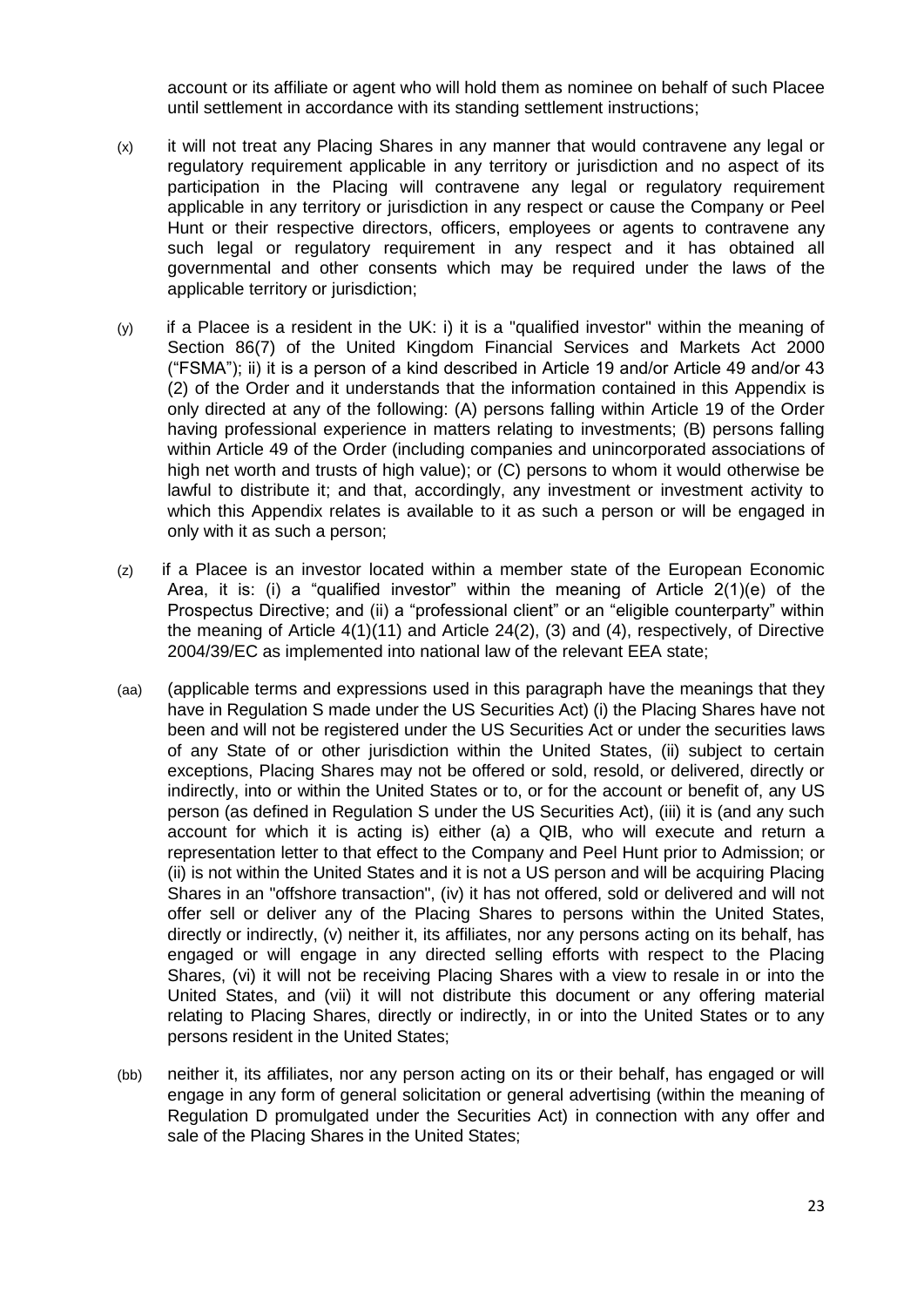account or its affiliate or agent who will hold them as nominee on behalf of such Placee until settlement in accordance with its standing settlement instructions;

(x) it will not treat any Placing Shares in any manner that would contravene any legal or regulatory requirement applicable in any territory or jurisdiction and no aspect of its participation in the Placing will contravene any legal or regulatory requirement applicable in any territory or jurisdiction in any respect or cause the Company or Peel Hunt or their respective directors, officers, employees or agents to contravene any such legal or regulatory requirement in any respect and it has obtained all governmental and other consents which may be required under the laws of the applicable territory or jurisdiction;

(y) if a Placee is a resident in the UK: i) it is a "qualified investor" within the meaning of Section 86(7) of the United Kingdom Financial Services and Markets Act 2000 ("FSMA"); ii) it is a person of a kind described in Article 19 and/or Article 49 and/or 43 (2) of the Order and it understands that the information contained in this Appendix is only directed at any of the following: (A) persons falling within Article 19 of the Order having professional experience in matters relating to investments; (B) persons falling within Article 49 of the Order (including companies and unincorporated associations of high net worth and trusts of high value); or (C) persons to whom it would otherwise be lawful to distribute it; and that, accordingly, any investment or investment activity to which this Appendix relates is available to it as such a person or will be engaged in only with it as such a person;

(z) if a Placee is an investor located within a member state of the European Economic Area, it is: (i) a "qualified investor" within the meaning of Article 2(1)(e) of the Prospectus Directive; and (ii) a "professional client" or an "eligible counterparty" within the meaning of Article 4(1)(11) and Article 24(2), (3) and (4), respectively, of Directive 2004/39/EC as implemented into national law of the relevant EEA state;

(aa) (applicable terms and expressions used in this paragraph have the meanings that they have in Regulation S made under the US Securities Act) (i) the Placing Shares have not been and will not be registered under the US Securities Act or under the securities laws of any State of or other jurisdiction within the United States, (ii) subject to certain exceptions, Placing Shares may not be offered or sold, resold, or delivered, directly or indirectly, into or within the United States or to, or for the account or benefit of, any US person (as defined in Regulation S under the US Securities Act), (iii) it is (and any such account for which it is acting is) either (a) a QIB, who will execute and return a representation letter to that effect to the Company and Peel Hunt prior to Admission; or (ii) is not within the United States and it is not a US person and will be acquiring Placing Shares in an "offshore transaction", (iv) it has not offered, sold or delivered and will not offer sell or deliver any of the Placing Shares to persons within the United States, directly or indirectly, (v) neither it, its affiliates, nor any persons acting on its behalf, has engaged or will engage in any directed selling efforts with respect to the Placing Shares, (vi) it will not be receiving Placing Shares with a view to resale in or into the United States, and (vii) it will not distribute this document or any offering material relating to Placing Shares, directly or indirectly, in or into the United States or to any persons resident in the United States;

(bb) neither it, its affiliates, nor any person acting on its or their behalf, has engaged or will engage in any form of general solicitation or general advertising (within the meaning of Regulation D promulgated under the Securities Act) in connection with any offer and sale of the Placing Shares in the United States;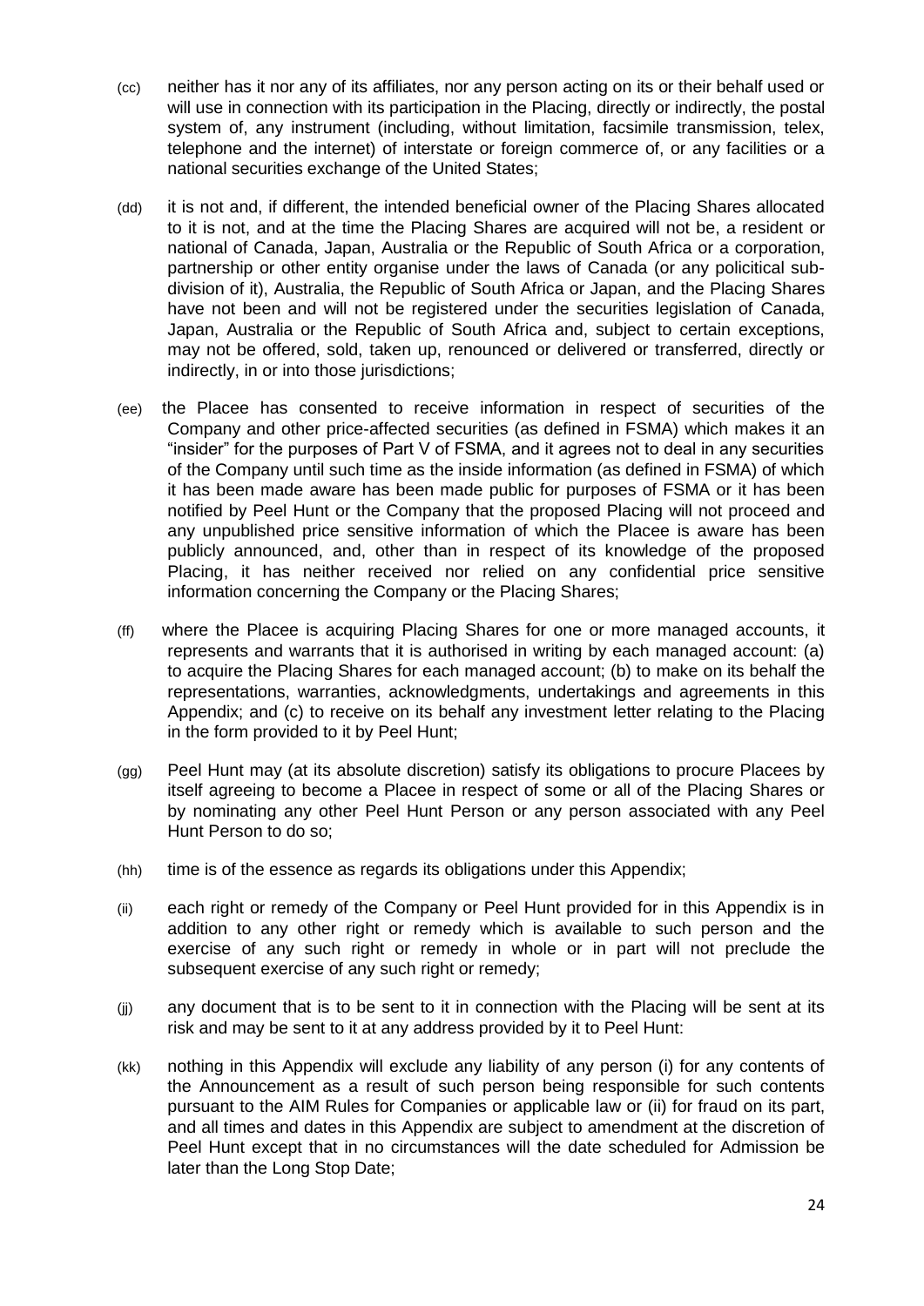(cc) neither has it nor any of its affiliates, nor any person acting on its or their behalf used or will use in connection with its participation in the Placing, directly or indirectly, the postal system of, any instrument (including, without limitation, facsimile transmission, telex, telephone and the internet) of interstate or foreign commerce of, or any facilities or a national securities exchange of the United States;

(dd) it is not and, if different, the intended beneficial owner of the Placing Shares allocated to it is not, and at the time the Placing Shares are acquired will not be, a resident or national of Canada, Japan, Australia or the Republic of South Africa or a corporation, partnership or other entity organise under the laws of Canada (or any policitical sub-division of it), Australia, the Republic of South Africa or Japan, and the Placing Shares have not been and will not be registered under the securities legislation of Canada, Japan, Australia or the Republic of South Africa and, subject to certain exceptions, may not be offered, sold, taken up, renounced or delivered or transferred, directly or indirectly, in or into those jurisdictions;

(ee) the Placee has consented to receive information in respect of securities of the Company and other price-affected securities (as defined in FSMA) which makes it an "insider" for the purposes of Part V of FSMA, and it agrees not to deal in any securities of the Company until such time as the inside information (as defined in FSMA) of which it has been made aware has been made public for purposes of FSMA or it has been notified by Peel Hunt or the Company that the proposed Placing will not proceed and any unpublished price sensitive information of which the Placee is aware has been publicly announced, and, other than in respect of its knowledge of the proposed Placing, it has neither received nor relied on any confidential price sensitive information concerning the Company or the Placing Shares;

(ff) where the Placee is acquiring Placing Shares for one or more managed accounts, it represents and warrants that it is authorised in writing by each managed account: (a) to acquire the Placing Shares for each managed account; (b) to make on its behalf the representations, warranties, acknowledgments, undertakings and agreements in this Appendix; and (c) to receive on its behalf any investment letter relating to the Placing in the form provided to it by Peel Hunt;

(gg) Peel Hunt may (at its absolute discretion) satisfy its obligations to procure Placees by itself agreeing to become a Placee in respect of some or all of the Placing Shares or by nominating any other Peel Hunt Person or any person associated with any Peel Hunt Person to do so;

(hh) time is of the essence as regards its obligations under this Appendix;

(ii) each right or remedy of the Company or Peel Hunt provided for in this Appendix is in addition to any other right or remedy which is available to such person and the exercise of any such right or remedy in whole or in part will not preclude the subsequent exercise of any such right or remedy;

(jj) any document that is to be sent to it in connection with the Placing will be sent at its risk and may be sent to it at any address provided by it to Peel Hunt:

(kk) nothing in this Appendix will exclude any liability of any person (i) for any contents of the Announcement as a result of such person being responsible for such contents pursuant to the AIM Rules for Companies or applicable law or (ii) for fraud on its part, and all times and dates in this Appendix are subject to amendment at the discretion of Peel Hunt except that in no circumstances will the date scheduled for Admission be later than the Long Stop Date;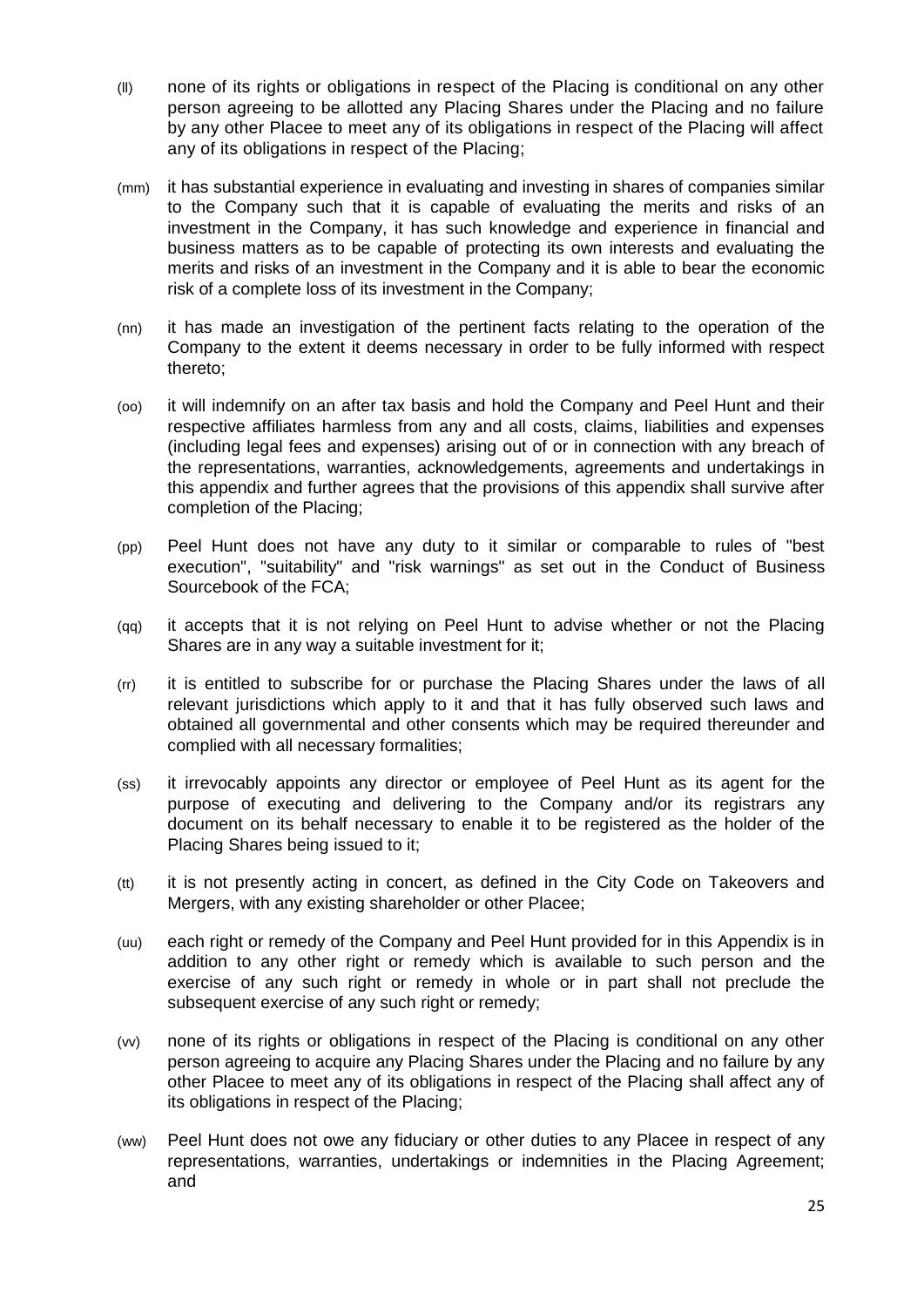(ll) none of its rights or obligations in respect of the Placing is conditional on any other person agreeing to be allotted any Placing Shares under the Placing and no failure by any other Placee to meet any of its obligations in respect of the Placing will affect any of its obligations in respect of the Placing;

(mm) it has substantial experience in evaluating and investing in shares of companies similar to the Company such that it is capable of evaluating the merits and risks of an investment in the Company, it has such knowledge and experience in financial and business matters as to be capable of protecting its own interests and evaluating the merits and risks of an investment in the Company and it is able to bear the economic risk of a complete loss of its investment in the Company;

(nn) it has made an investigation of the pertinent facts relating to the operation of the Company to the extent it deems necessary in order to be fully informed with respect thereto;

(oo) it will indemnify on an after tax basis and hold the Company and Peel Hunt and their respective affiliates harmless from any and all costs, claims, liabilities and expenses (including legal fees and expenses) arising out of or in connection with any breach of the representations, warranties, acknowledgements, agreements and undertakings in this appendix and further agrees that the provisions of this appendix shall survive after completion of the Placing;

(pp) Peel Hunt does not have any duty to it similar or comparable to rules of "best execution", "suitability" and "risk warnings" as set out in the Conduct of Business Sourcebook of the FCA;

(qq) it accepts that it is not relying on Peel Hunt to advise whether or not the Placing Shares are in any way a suitable investment for it;

(rr) it is entitled to subscribe for or purchase the Placing Shares under the laws of all relevant jurisdictions which apply to it and that it has fully observed such laws and obtained all governmental and other consents which may be required thereunder and complied with all necessary formalities;

(ss) it irrevocably appoints any director or employee of Peel Hunt as its agent for the purpose of executing and delivering to the Company and/or its registrars any document on its behalf necessary to enable it to be registered as the holder of the Placing Shares being issued to it;

(tt) it is not presently acting in concert, as defined in the City Code on Takeovers and Mergers, with any existing shareholder or other Placee;

(uu) each right or remedy of the Company and Peel Hunt provided for in this Appendix is in addition to any other right or remedy which is available to such person and the exercise of any such right or remedy in whole or in part shall not preclude the subsequent exercise of any such right or remedy;

(vv) none of its rights or obligations in respect of the Placing is conditional on any other person agreeing to acquire any Placing Shares under the Placing and no failure by any other Placee to meet any of its obligations in respect of the Placing shall affect any of its obligations in respect of the Placing;

(ww) Peel Hunt does not owe any fiduciary or other duties to any Placee in respect of any representations, warranties, undertakings or indemnities in the Placing Agreement; and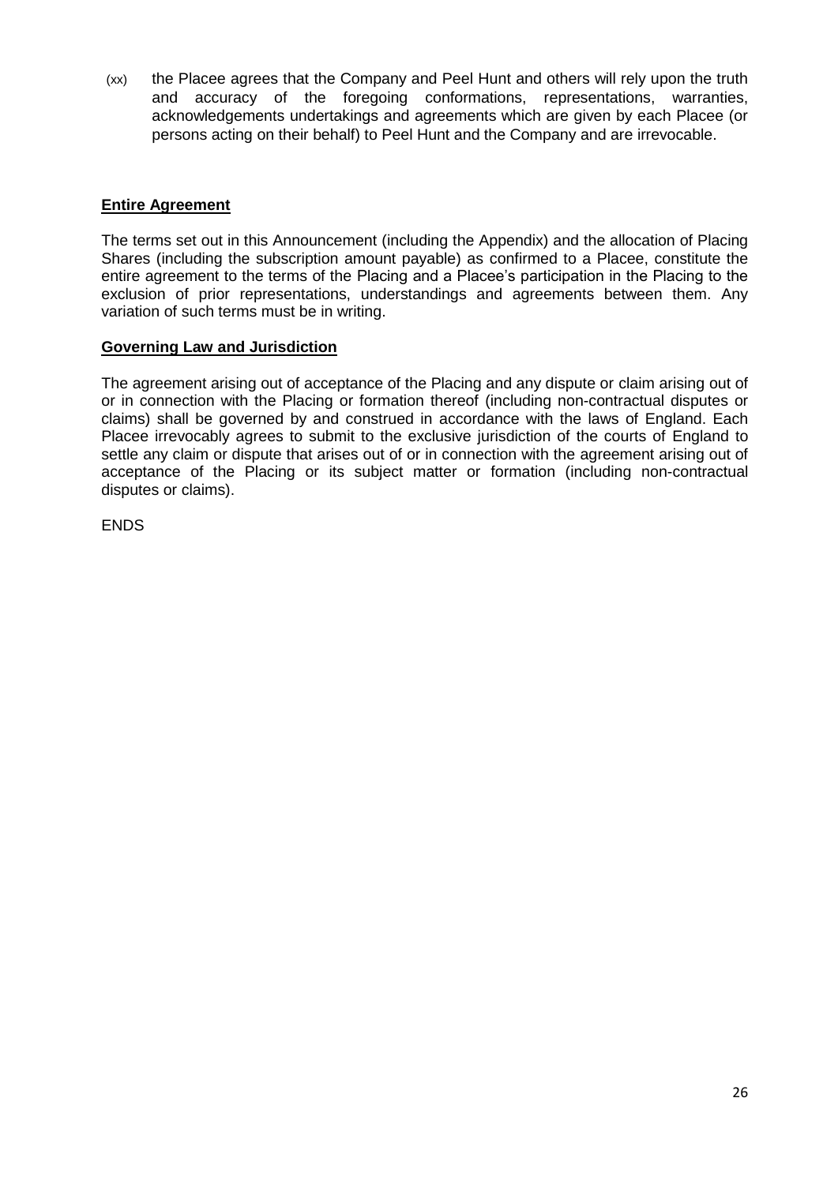(xx) the Placee agrees that the Company and Peel Hunt and others will rely upon the truth and accuracy of the foregoing conformations, representations, warranties, acknowledgements undertakings and agreements which are given by each Placee (or persons acting on their behalf) to Peel Hunt and the Company and are irrevocable.

**Entire Agreement**

The terms set out in this Announcement (including the Appendix) and the allocation of Placing Shares (including the subscription amount payable) as confirmed to a Placee, constitute the entire agreement to the terms of the Placing and a Placee's participation in the Placing to the exclusion of prior representations, understandings and agreements between them. Any variation of such terms must be in writing.

**Governing Law and Jurisdiction**

The agreement arising out of acceptance of the Placing and any dispute or claim arising out of or in connection with the Placing or formation thereof (including non-contractual disputes or claims) shall be governed by and construed in accordance with the laws of England. Each Placee irrevocably agrees to submit to the exclusive jurisdiction of the courts of England to settle any claim or dispute that arises out of or in connection with the agreement arising out of acceptance of the Placing or its subject matter or formation (including non-contractual disputes or claims).

ENDS